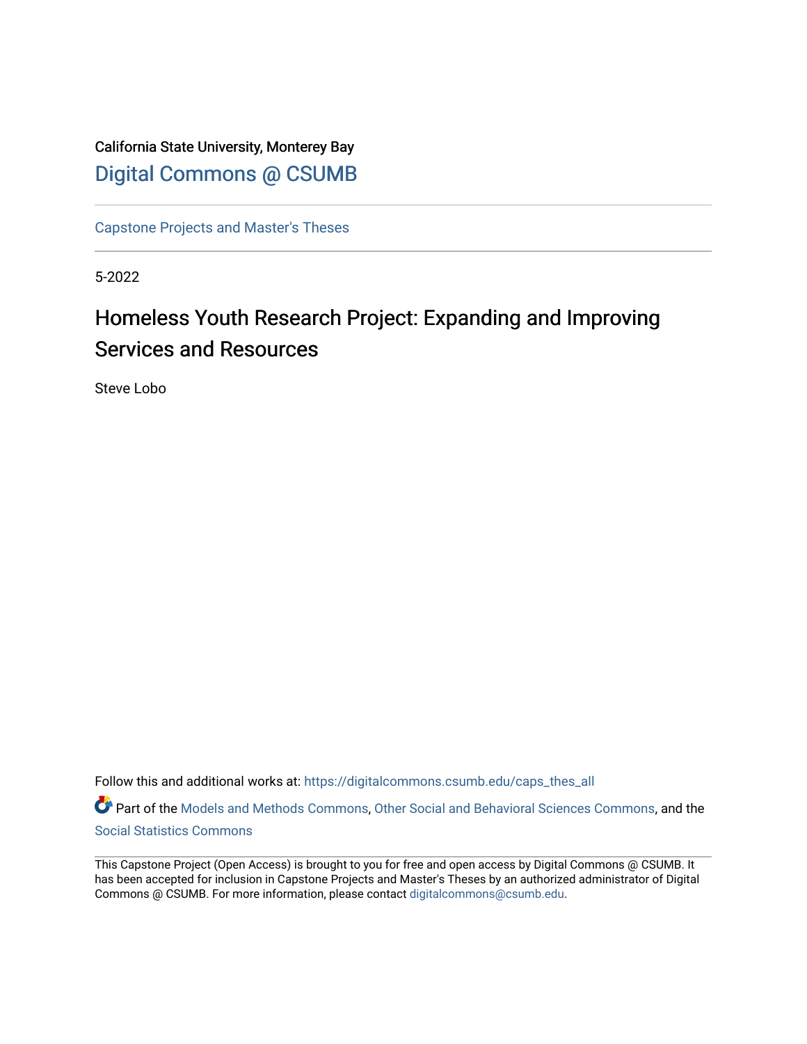California State University, Monterey Bay

Digital Commons @ CSUMB

---

Capstone Projects and Master's Theses

---

5-2022

# Homeless Youth Research Project: Expanding and Improving Services and Resources

Steve Lobo

Follow this and additional works at: https://digitalcommons.csumb.edu/caps_thes_all

Part of the Models and Methods Commons, Other Social and Behavioral Sciences Commons, and the Social Statistics Commons

---

This Capstone Project (Open Access) is brought to you for free and open access by Digital Commons @ CSUMB. It has been accepted for inclusion in Capstone Projects and Master's Theses by an authorized administrator of Digital Commons @ CSUMB. For more information, please contact digitalcommons@csumb.edu.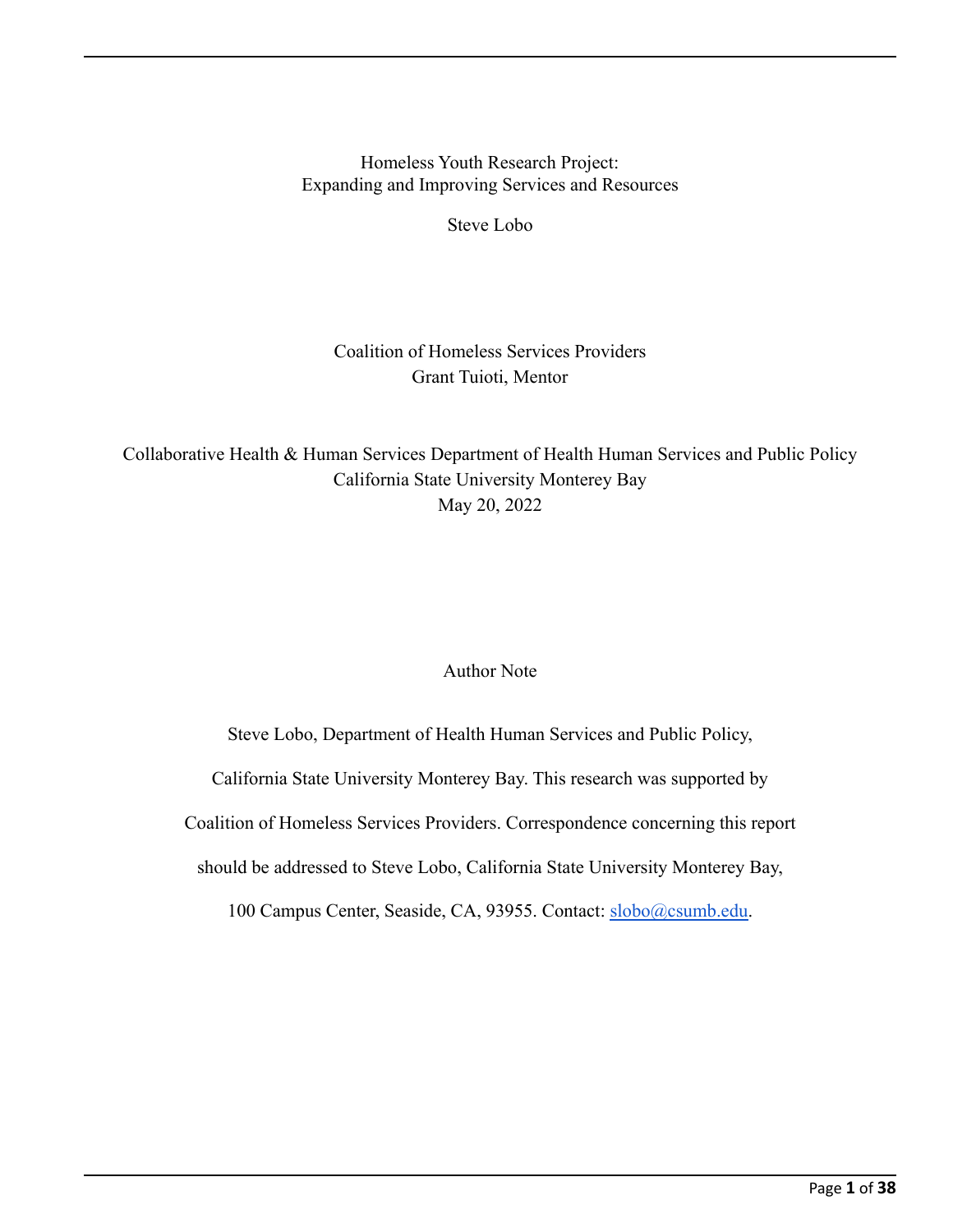Homeless Youth Research Project:
Expanding and Improving Services and Resources

Steve Lobo

Coalition of Homeless Services Providers
Grant Tuioti, Mentor

Collaborative Health & Human Services Department of Health Human Services and Public Policy
California State University Monterey Bay
May 20, 2022

Author Note

Steve Lobo, Department of Health Human Services and Public Policy, California State University Monterey Bay. This research was supported by Coalition of Homeless Services Providers. Correspondence concerning this report should be addressed to Steve Lobo, California State University Monterey Bay, 100 Campus Center, Seaside, CA, 93955. Contact: slobo@csumb.edu.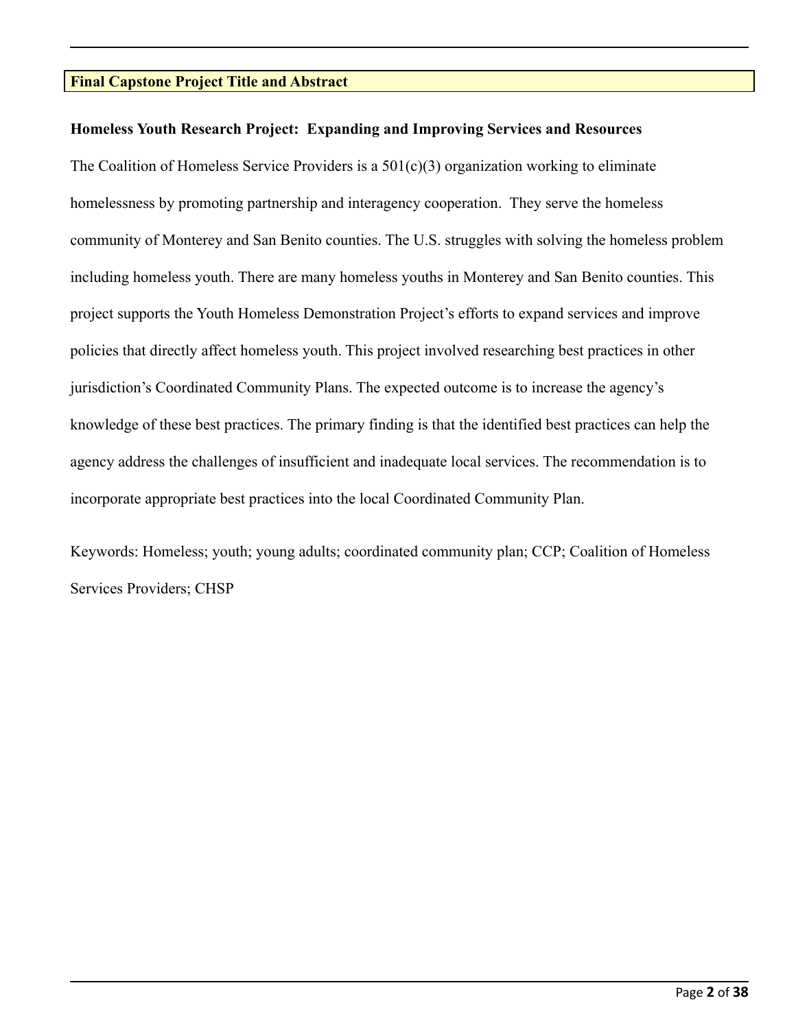## Final Capstone Project Title and Abstract

**Homeless Youth Research Project: Expanding and Improving Services and Resources**

The Coalition of Homeless Service Providers is a 501(c)(3) organization working to eliminate homelessness by promoting partnership and interagency cooperation. They serve the homeless community of Monterey and San Benito counties. The U.S. struggles with solving the homeless problem including homeless youth. There are many homeless youths in Monterey and San Benito counties. This project supports the Youth Homeless Demonstration Project's efforts to expand services and improve policies that directly affect homeless youth. This project involved researching best practices in other jurisdiction's Coordinated Community Plans. The expected outcome is to increase the agency's knowledge of these best practices. The primary finding is that the identified best practices can help the agency address the challenges of insufficient and inadequate local services. The recommendation is to incorporate appropriate best practices into the local Coordinated Community Plan.

Keywords: Homeless; youth; young adults; coordinated community plan; CCP; Coalition of Homeless Services Providers; CHSP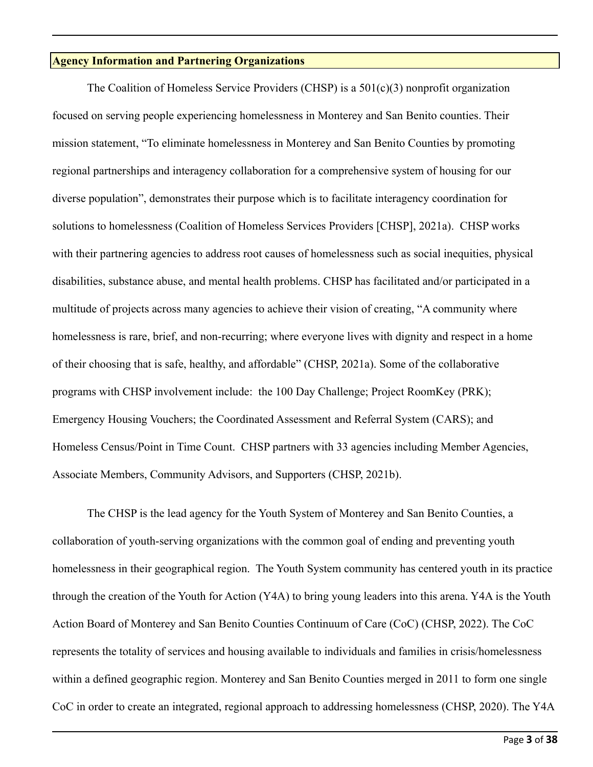## Agency Information and Partnering Organizations

The Coalition of Homeless Service Providers (CHSP) is a 501(c)(3) nonprofit organization focused on serving people experiencing homelessness in Monterey and San Benito counties. Their mission statement, "To eliminate homelessness in Monterey and San Benito Counties by promoting regional partnerships and interagency collaboration for a comprehensive system of housing for our diverse population", demonstrates their purpose which is to facilitate interagency coordination for solutions to homelessness (Coalition of Homeless Services Providers [CHSP], 2021a). CHSP works with their partnering agencies to address root causes of homelessness such as social inequities, physical disabilities, substance abuse, and mental health problems. CHSP has facilitated and/or participated in a multitude of projects across many agencies to achieve their vision of creating, "A community where homelessness is rare, brief, and non-recurring; where everyone lives with dignity and respect in a home of their choosing that is safe, healthy, and affordable" (CHSP, 2021a). Some of the collaborative programs with CHSP involvement include: the 100 Day Challenge; Project RoomKey (PRK); Emergency Housing Vouchers; the Coordinated Assessment and Referral System (CARS); and Homeless Census/Point in Time Count. CHSP partners with 33 agencies including Member Agencies, Associate Members, Community Advisors, and Supporters (CHSP, 2021b).

The CHSP is the lead agency for the Youth System of Monterey and San Benito Counties, a collaboration of youth-serving organizations with the common goal of ending and preventing youth homelessness in their geographical region. The Youth System community has centered youth in its practice through the creation of the Youth for Action (Y4A) to bring young leaders into this arena. Y4A is the Youth Action Board of Monterey and San Benito Counties Continuum of Care (CoC) (CHSP, 2022). The CoC represents the totality of services and housing available to individuals and families in crisis/homelessness within a defined geographic region. Monterey and San Benito Counties merged in 2011 to form one single CoC in order to create an integrated, regional approach to addressing homelessness (CHSP, 2020). The Y4A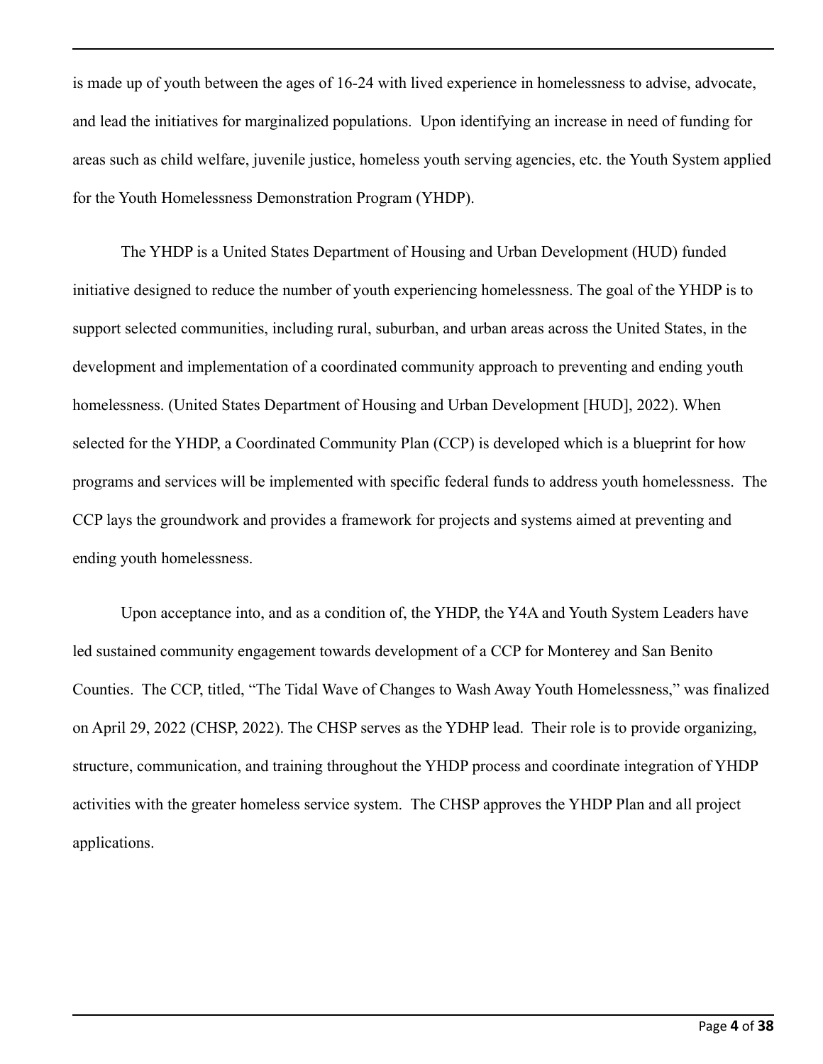is made up of youth between the ages of 16-24 with lived experience in homelessness to advise, advocate, and lead the initiatives for marginalized populations. Upon identifying an increase in need of funding for areas such as child welfare, juvenile justice, homeless youth serving agencies, etc. the Youth System applied for the Youth Homelessness Demonstration Program (YHDP).

The YHDP is a United States Department of Housing and Urban Development (HUD) funded initiative designed to reduce the number of youth experiencing homelessness. The goal of the YHDP is to support selected communities, including rural, suburban, and urban areas across the United States, in the development and implementation of a coordinated community approach to preventing and ending youth homelessness. (United States Department of Housing and Urban Development [HUD], 2022). When selected for the YHDP, a Coordinated Community Plan (CCP) is developed which is a blueprint for how programs and services will be implemented with specific federal funds to address youth homelessness. The CCP lays the groundwork and provides a framework for projects and systems aimed at preventing and ending youth homelessness.

Upon acceptance into, and as a condition of, the YHDP, the Y4A and Youth System Leaders have led sustained community engagement towards development of a CCP for Monterey and San Benito Counties. The CCP, titled, "The Tidal Wave of Changes to Wash Away Youth Homelessness," was finalized on April 29, 2022 (CHSP, 2022). The CHSP serves as the YDHP lead. Their role is to provide organizing, structure, communication, and training throughout the YHDP process and coordinate integration of YHDP activities with the greater homeless service system. The CHSP approves the YHDP Plan and all project applications.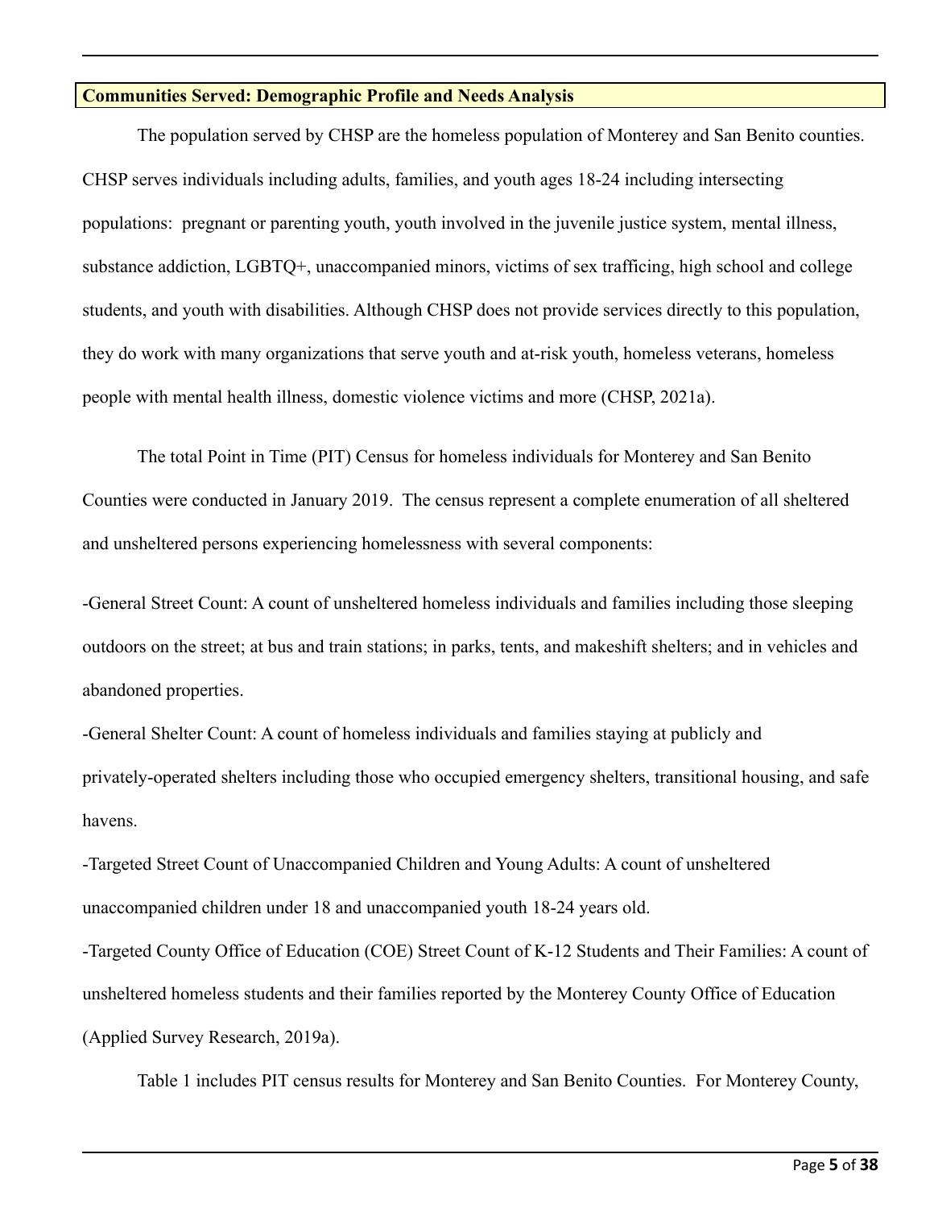## Communities Served: Demographic Profile and Needs Analysis

The population served by CHSP are the homeless population of Monterey and San Benito counties. CHSP serves individuals including adults, families, and youth ages 18-24 including intersecting populations: pregnant or parenting youth, youth involved in the juvenile justice system, mental illness, substance addiction, LGBTQ+, unaccompanied minors, victims of sex trafficing, high school and college students, and youth with disabilities. Although CHSP does not provide services directly to this population, they do work with many organizations that serve youth and at-risk youth, homeless veterans, homeless people with mental health illness, domestic violence victims and more (CHSP, 2021a).

The total Point in Time (PIT) Census for homeless individuals for Monterey and San Benito Counties were conducted in January 2019. The census represent a complete enumeration of all sheltered and unsheltered persons experiencing homelessness with several components:

-General Street Count: A count of unsheltered homeless individuals and families including those sleeping outdoors on the street; at bus and train stations; in parks, tents, and makeshift shelters; and in vehicles and abandoned properties.

-General Shelter Count: A count of homeless individuals and families staying at publicly and privately-operated shelters including those who occupied emergency shelters, transitional housing, and safe havens.

-Targeted Street Count of Unaccompanied Children and Young Adults: A count of unsheltered unaccompanied children under 18 and unaccompanied youth 18-24 years old.

-Targeted County Office of Education (COE) Street Count of K-12 Students and Their Families: A count of unsheltered homeless students and their families reported by the Monterey County Office of Education (Applied Survey Research, 2019a).

Table 1 includes PIT census results for Monterey and San Benito Counties. For Monterey County,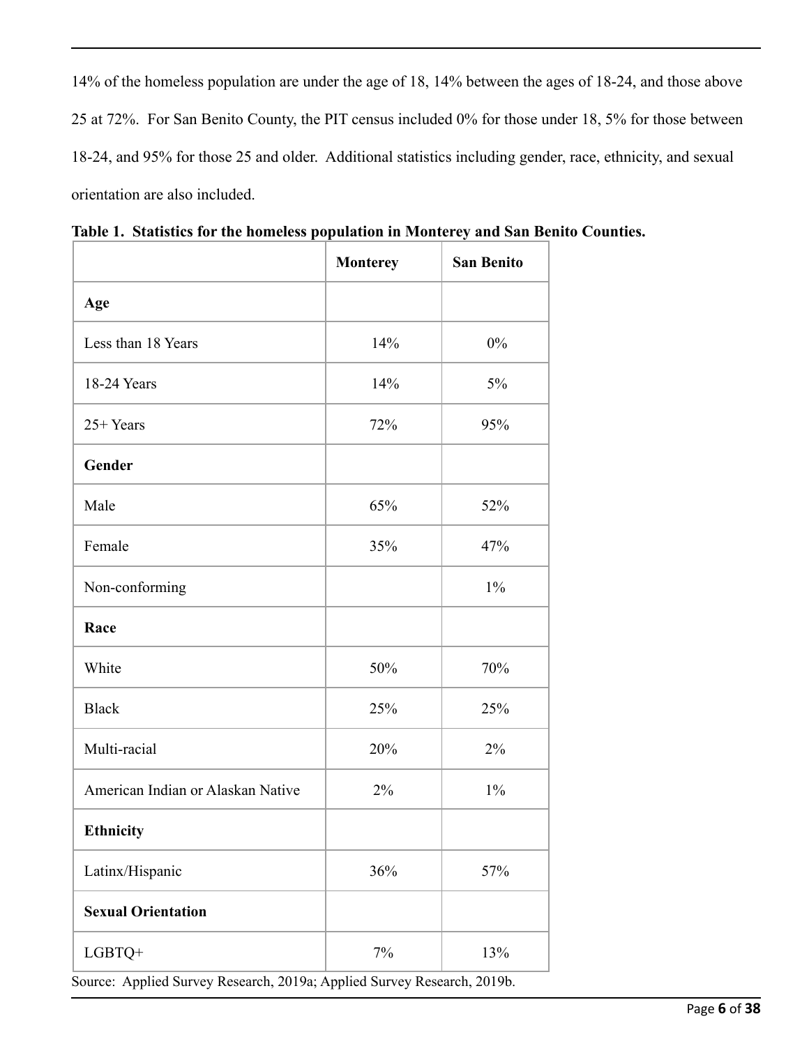14% of the homeless population are under the age of 18, 14% between the ages of 18-24, and those above 25 at 72%. For San Benito County, the PIT census included 0% for those under 18, 5% for those between 18-24, and 95% for those 25 and older. Additional statistics including gender, race, ethnicity, and sexual orientation are also included.

**Table 1. Statistics for the homeless population in Monterey and San Benito Counties.**

| | Monterey | San Benito |
|---|---|---|
| **Age** | | |
| Less than 18 Years | 14% | 0% |
| 18-24 Years | 14% | 5% |
| 25+ Years | 72% | 95% |
| **Gender** | | |
| Male | 65% | 52% |
| Female | 35% | 47% |
| Non-conforming | | 1% |
| **Race** | | |
| White | 50% | 70% |
| Black | 25% | 25% |
| Multi-racial | 20% | 2% |
| American Indian or Alaskan Native | 2% | 1% |
| **Ethnicity** | | |
| Latinx/Hispanic | 36% | 57% |
| **Sexual Orientation** | | |
| LGBTQ+ | 7% | 13% |

Source: Applied Survey Research, 2019a; Applied Survey Research, 2019b.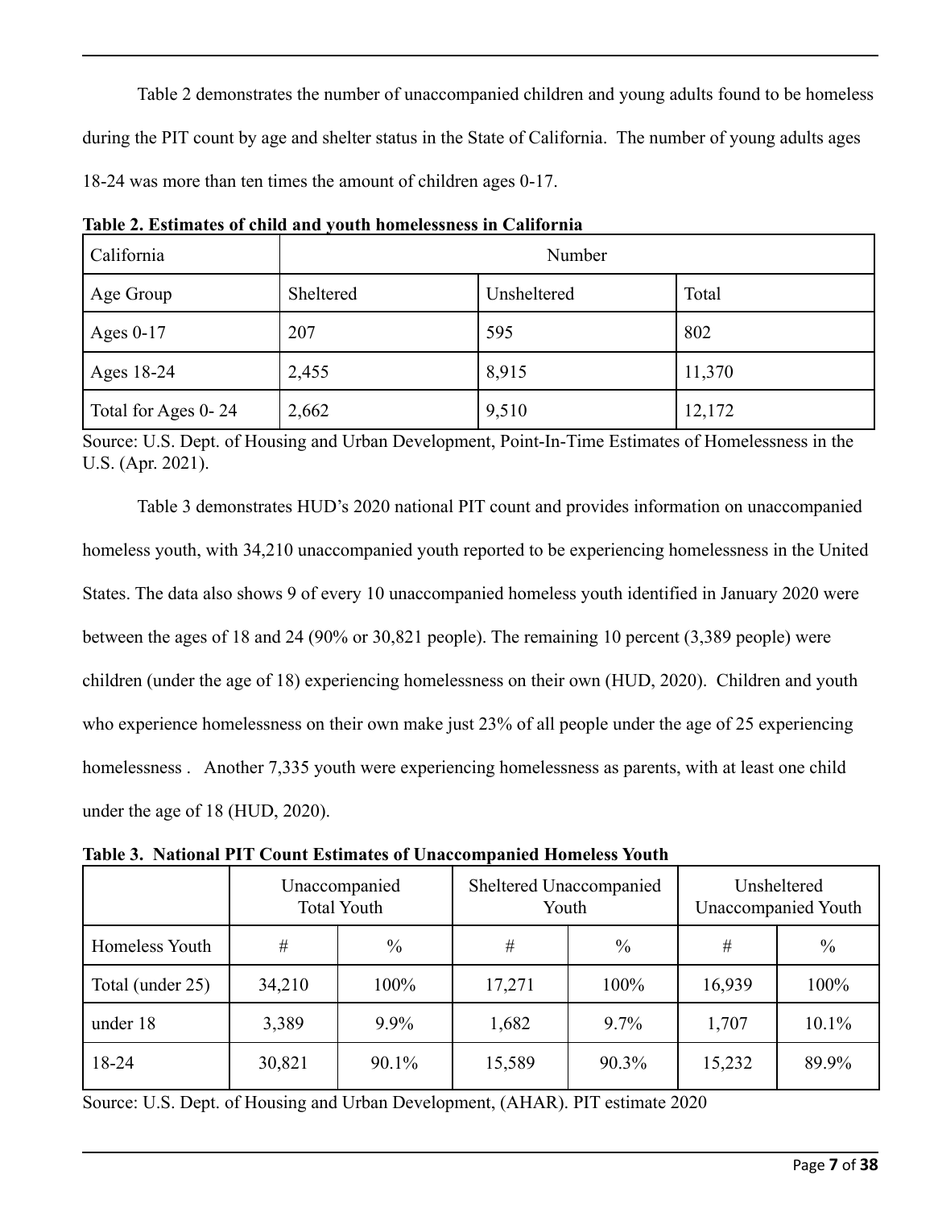Table 2 demonstrates the number of unaccompanied children and young adults found to be homeless during the PIT count by age and shelter status in the State of California. The number of young adults ages 18-24 was more than ten times the amount of children ages 0-17.

**Table 2. Estimates of child and youth homelessness in California**

| California | Number | | |
|---|---|---|---|
| Age Group | Sheltered | Unsheltered | Total |
| Ages 0-17 | 207 | 595 | 802 |
| Ages 18-24 | 2,455 | 8,915 | 11,370 |
| Total for Ages 0- 24 | 2,662 | 9,510 | 12,172 |

Source: U.S. Dept. of Housing and Urban Development, Point-In-Time Estimates of Homelessness in the U.S. (Apr. 2021).

Table 3 demonstrates HUD's 2020 national PIT count and provides information on unaccompanied homeless youth, with 34,210 unaccompanied youth reported to be experiencing homelessness in the United States. The data also shows 9 of every 10 unaccompanied homeless youth identified in January 2020 were between the ages of 18 and 24 (90% or 30,821 people). The remaining 10 percent (3,389 people) were children (under the age of 18) experiencing homelessness on their own (HUD, 2020). Children and youth who experience homelessness on their own make just 23% of all people under the age of 25 experiencing homelessness . Another 7,335 youth were experiencing homelessness as parents, with at least one child under the age of 18 (HUD, 2020).

**Table 3. National PIT Count Estimates of Unaccompanied Homeless Youth**

| | Unaccompanied Total Youth | | Sheltered Unaccompanied Youth | | Unsheltered Unaccompanied Youth | |
|---|---|---|---|---|---|---|
| Homeless Youth | # | % | # | % | # | % |
| Total (under 25) | 34,210 | 100% | 17,271 | 100% | 16,939 | 100% |
| under 18 | 3,389 | 9.9% | 1,682 | 9.7% | 1,707 | 10.1% |
| 18-24 | 30,821 | 90.1% | 15,589 | 90.3% | 15,232 | 89.9% |

Source: U.S. Dept. of Housing and Urban Development, (AHAR). PIT estimate 2020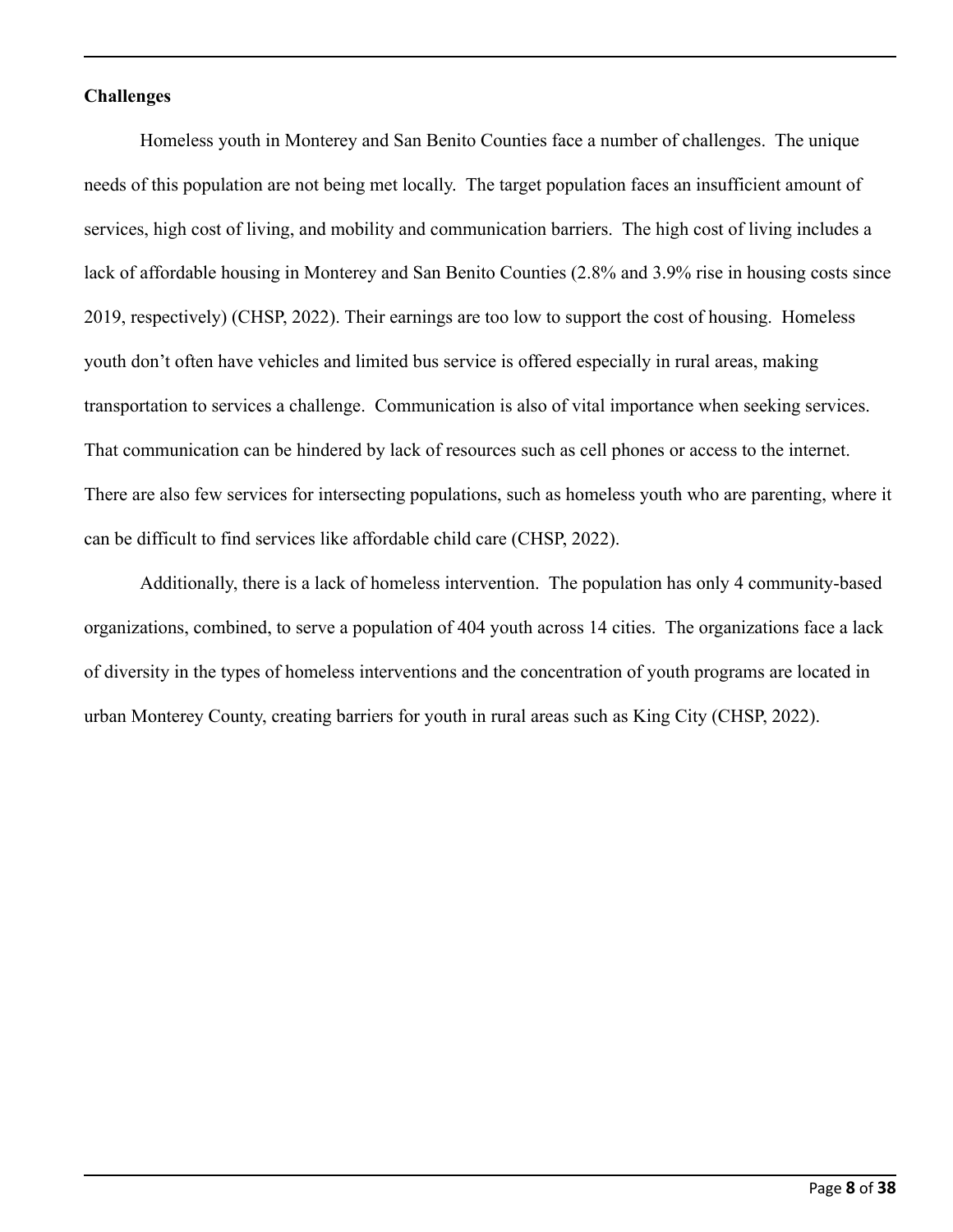**Challenges**

Homeless youth in Monterey and San Benito Counties face a number of challenges. The unique needs of this population are not being met locally. The target population faces an insufficient amount of services, high cost of living, and mobility and communication barriers. The high cost of living includes a lack of affordable housing in Monterey and San Benito Counties (2.8% and 3.9% rise in housing costs since 2019, respectively) (CHSP, 2022). Their earnings are too low to support the cost of housing. Homeless youth don't often have vehicles and limited bus service is offered especially in rural areas, making transportation to services a challenge. Communication is also of vital importance when seeking services. That communication can be hindered by lack of resources such as cell phones or access to the internet. There are also few services for intersecting populations, such as homeless youth who are parenting, where it can be difficult to find services like affordable child care (CHSP, 2022).

Additionally, there is a lack of homeless intervention. The population has only 4 community-based organizations, combined, to serve a population of 404 youth across 14 cities. The organizations face a lack of diversity in the types of homeless interventions and the concentration of youth programs are located in urban Monterey County, creating barriers for youth in rural areas such as King City (CHSP, 2022).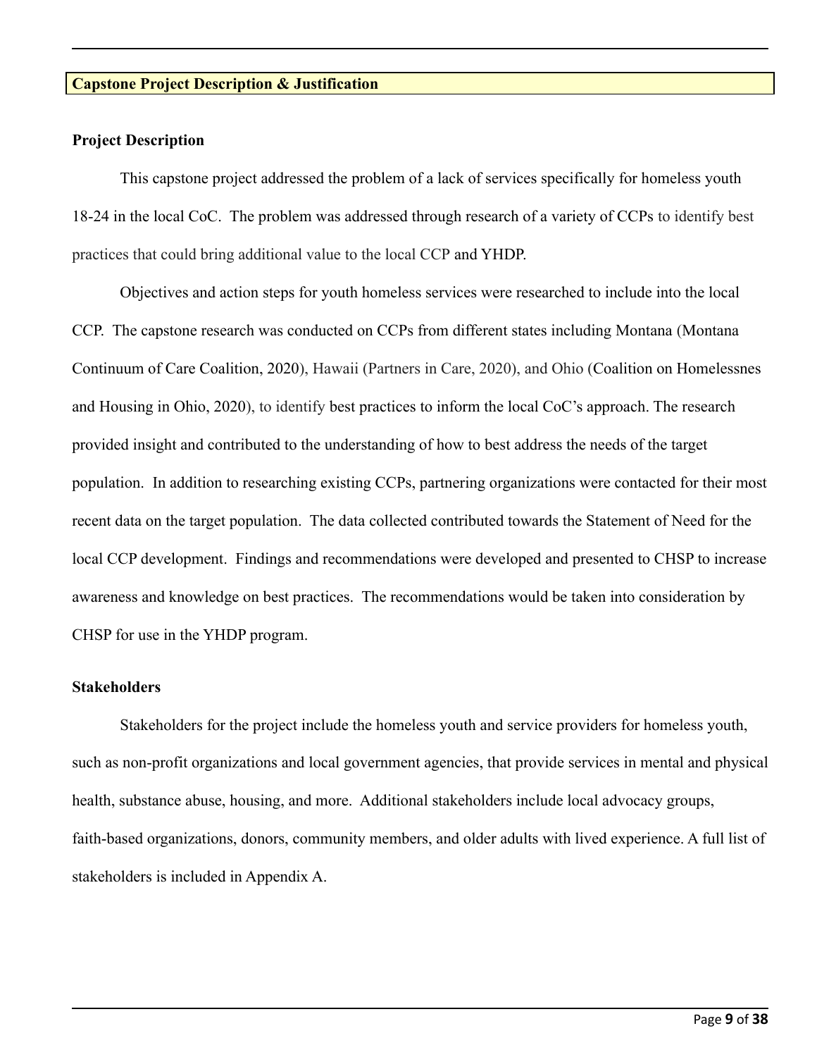## Capstone Project Description & Justification

### Project Description

This capstone project addressed the problem of a lack of services specifically for homeless youth 18-24 in the local CoC. The problem was addressed through research of a variety of CCPs to identify best practices that could bring additional value to the local CCP and YHDP.

Objectives and action steps for youth homeless services were researched to include into the local CCP. The capstone research was conducted on CCPs from different states including Montana (Montana Continuum of Care Coalition, 2020), Hawaii (Partners in Care, 2020), and Ohio (Coalition on Homelessnes and Housing in Ohio, 2020), to identify best practices to inform the local CoC's approach. The research provided insight and contributed to the understanding of how to best address the needs of the target population. In addition to researching existing CCPs, partnering organizations were contacted for their most recent data on the target population. The data collected contributed towards the Statement of Need for the local CCP development. Findings and recommendations were developed and presented to CHSP to increase awareness and knowledge on best practices. The recommendations would be taken into consideration by CHSP for use in the YHDP program.

### Stakeholders

Stakeholders for the project include the homeless youth and service providers for homeless youth, such as non-profit organizations and local government agencies, that provide services in mental and physical health, substance abuse, housing, and more. Additional stakeholders include local advocacy groups, faith-based organizations, donors, community members, and older adults with lived experience. A full list of stakeholders is included in Appendix A.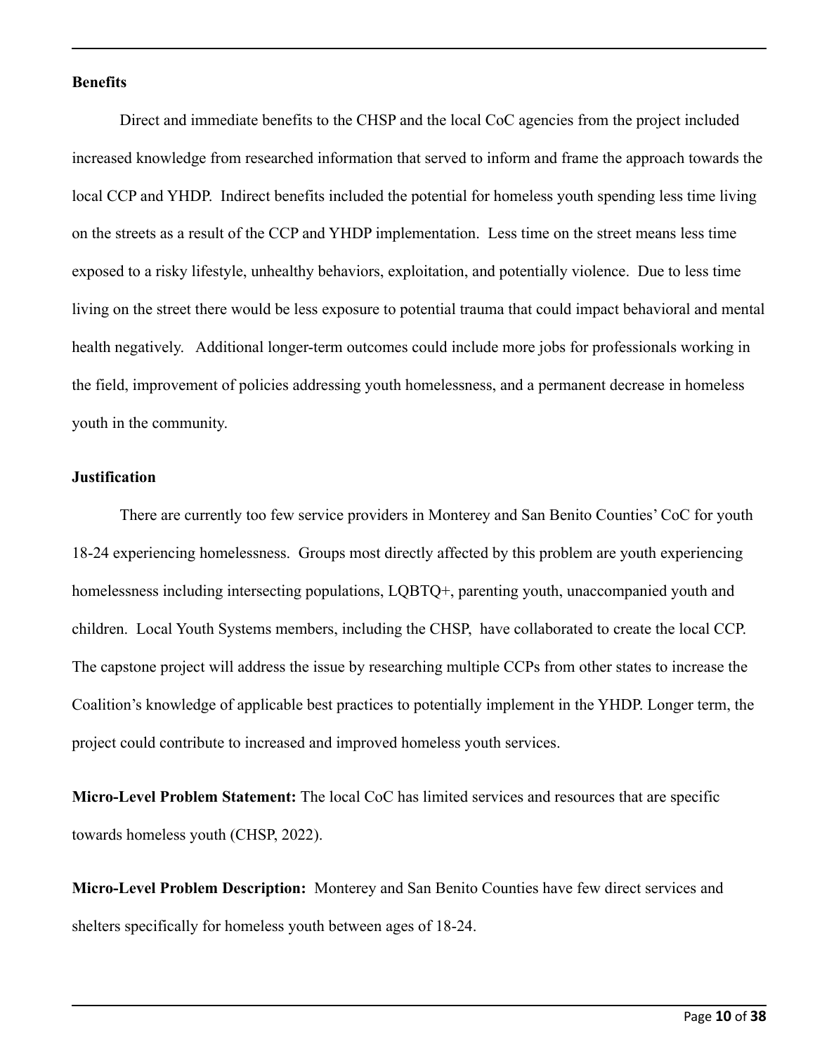**Benefits**

Direct and immediate benefits to the CHSP and the local CoC agencies from the project included increased knowledge from researched information that served to inform and frame the approach towards the local CCP and YHDP. Indirect benefits included the potential for homeless youth spending less time living on the streets as a result of the CCP and YHDP implementation. Less time on the street means less time exposed to a risky lifestyle, unhealthy behaviors, exploitation, and potentially violence. Due to less time living on the street there would be less exposure to potential trauma that could impact behavioral and mental health negatively. Additional longer-term outcomes could include more jobs for professionals working in the field, improvement of policies addressing youth homelessness, and a permanent decrease in homeless youth in the community.

**Justification**

There are currently too few service providers in Monterey and San Benito Counties' CoC for youth 18-24 experiencing homelessness. Groups most directly affected by this problem are youth experiencing homelessness including intersecting populations, LQBTQ+, parenting youth, unaccompanied youth and children. Local Youth Systems members, including the CHSP, have collaborated to create the local CCP. The capstone project will address the issue by researching multiple CCPs from other states to increase the Coalition's knowledge of applicable best practices to potentially implement in the YHDP. Longer term, the project could contribute to increased and improved homeless youth services.

**Micro-Level Problem Statement:** The local CoC has limited services and resources that are specific towards homeless youth (CHSP, 2022).

**Micro-Level Problem Description:** Monterey and San Benito Counties have few direct services and shelters specifically for homeless youth between ages of 18-24.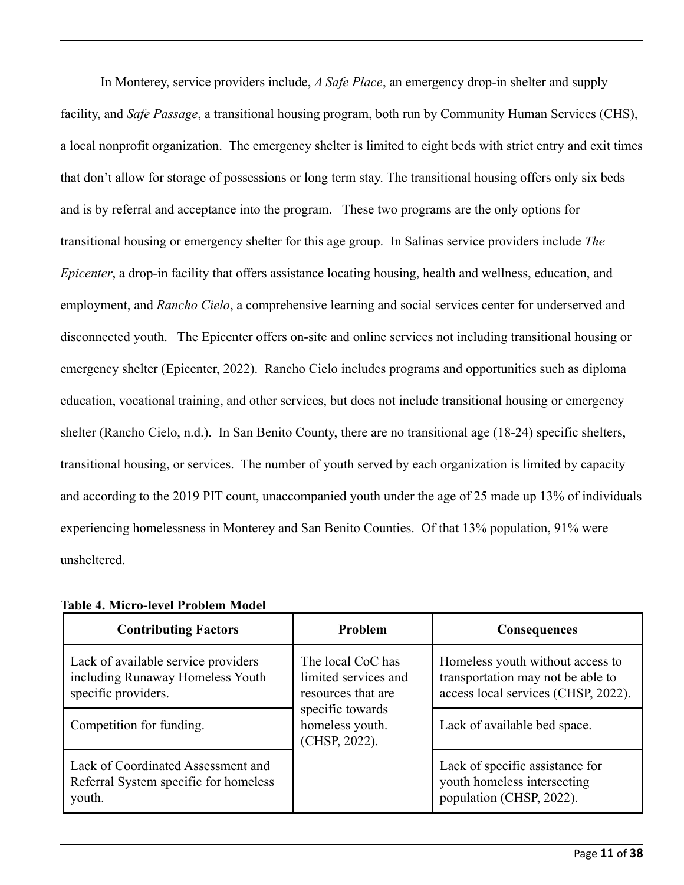In Monterey, service providers include, *A Safe Place*, an emergency drop-in shelter and supply facility, and *Safe Passage*, a transitional housing program, both run by Community Human Services (CHS), a local nonprofit organization. The emergency shelter is limited to eight beds with strict entry and exit times that don't allow for storage of possessions or long term stay. The transitional housing offers only six beds and is by referral and acceptance into the program. These two programs are the only options for transitional housing or emergency shelter for this age group. In Salinas service providers include *The Epicenter*, a drop-in facility that offers assistance locating housing, health and wellness, education, and employment, and *Rancho Cielo*, a comprehensive learning and social services center for underserved and disconnected youth. The Epicenter offers on-site and online services not including transitional housing or emergency shelter (Epicenter, 2022). Rancho Cielo includes programs and opportunities such as diploma education, vocational training, and other services, but does not include transitional housing or emergency shelter (Rancho Cielo, n.d.). In San Benito County, there are no transitional age (18-24) specific shelters, transitional housing, or services. The number of youth served by each organization is limited by capacity and according to the 2019 PIT count, unaccompanied youth under the age of 25 made up 13% of individuals experiencing homelessness in Monterey and San Benito Counties. Of that 13% population, 91% were unsheltered.

**Table 4. Micro-level Problem Model**

| Contributing Factors | Problem | Consequences |
|---|---|---|
| Lack of available service providers including Runaway Homeless Youth specific providers. | The local CoC has limited services and resources that are specific towards homeless youth. (CHSP, 2022). | Homeless youth without access to transportation may not be able to access local services (CHSP, 2022). |
| Competition for funding. | | Lack of available bed space. |
| Lack of Coordinated Assessment and Referral System specific for homeless youth. | | Lack of specific assistance for youth homeless intersecting population (CHSP, 2022). |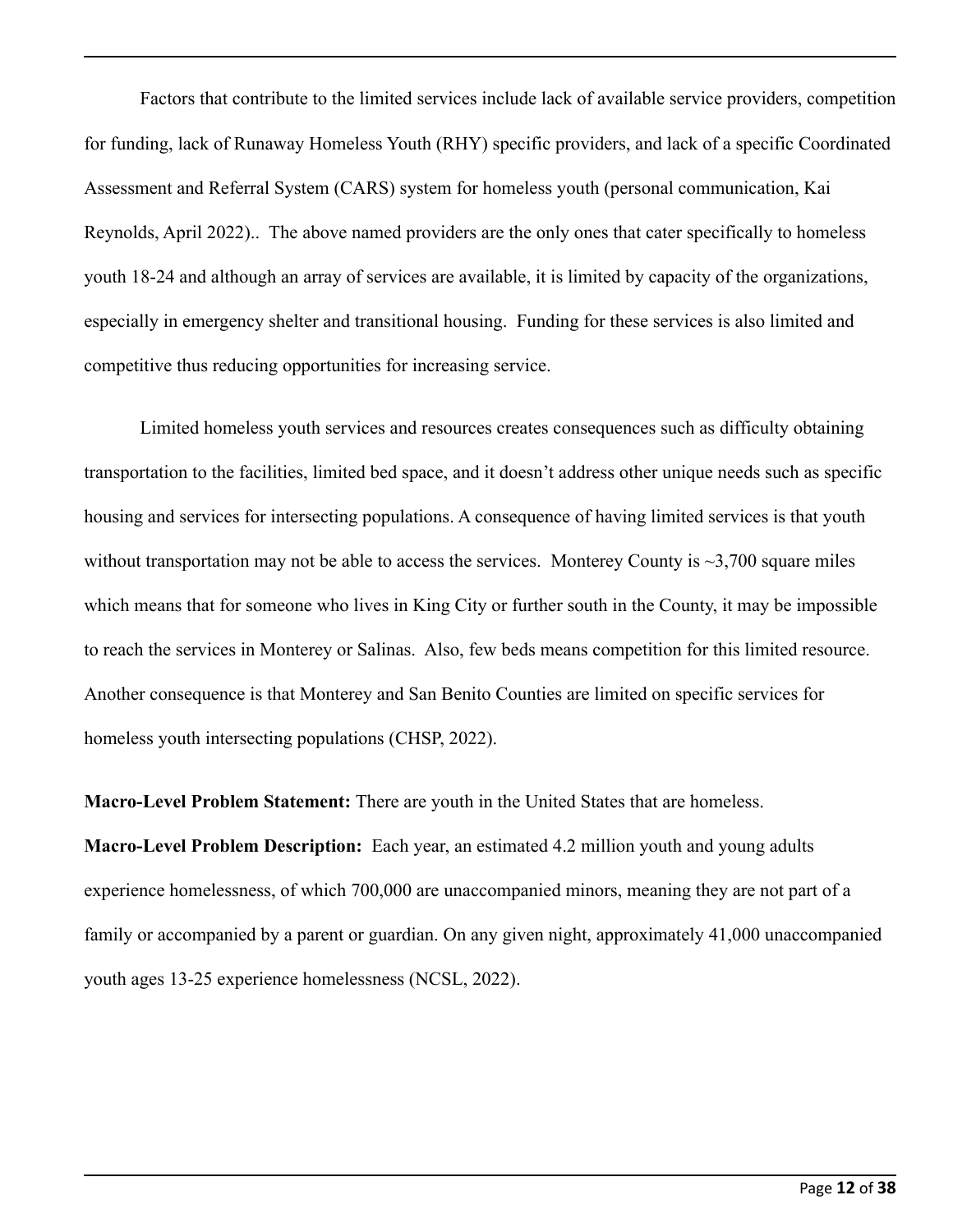Factors that contribute to the limited services include lack of available service providers, competition for funding, lack of Runaway Homeless Youth (RHY) specific providers, and lack of a specific Coordinated Assessment and Referral System (CARS) system for homeless youth (personal communication, Kai Reynolds, April 2022).. The above named providers are the only ones that cater specifically to homeless youth 18-24 and although an array of services are available, it is limited by capacity of the organizations, especially in emergency shelter and transitional housing. Funding for these services is also limited and competitive thus reducing opportunities for increasing service.

Limited homeless youth services and resources creates consequences such as difficulty obtaining transportation to the facilities, limited bed space, and it doesn't address other unique needs such as specific housing and services for intersecting populations. A consequence of having limited services is that youth without transportation may not be able to access the services. Monterey County is ~3,700 square miles which means that for someone who lives in King City or further south in the County, it may be impossible to reach the services in Monterey or Salinas. Also, few beds means competition for this limited resource. Another consequence is that Monterey and San Benito Counties are limited on specific services for homeless youth intersecting populations (CHSP, 2022).

**Macro-Level Problem Statement:** There are youth in the United States that are homeless.

**Macro-Level Problem Description:** Each year, an estimated 4.2 million youth and young adults experience homelessness, of which 700,000 are unaccompanied minors, meaning they are not part of a family or accompanied by a parent or guardian. On any given night, approximately 41,000 unaccompanied youth ages 13-25 experience homelessness (NCSL, 2022).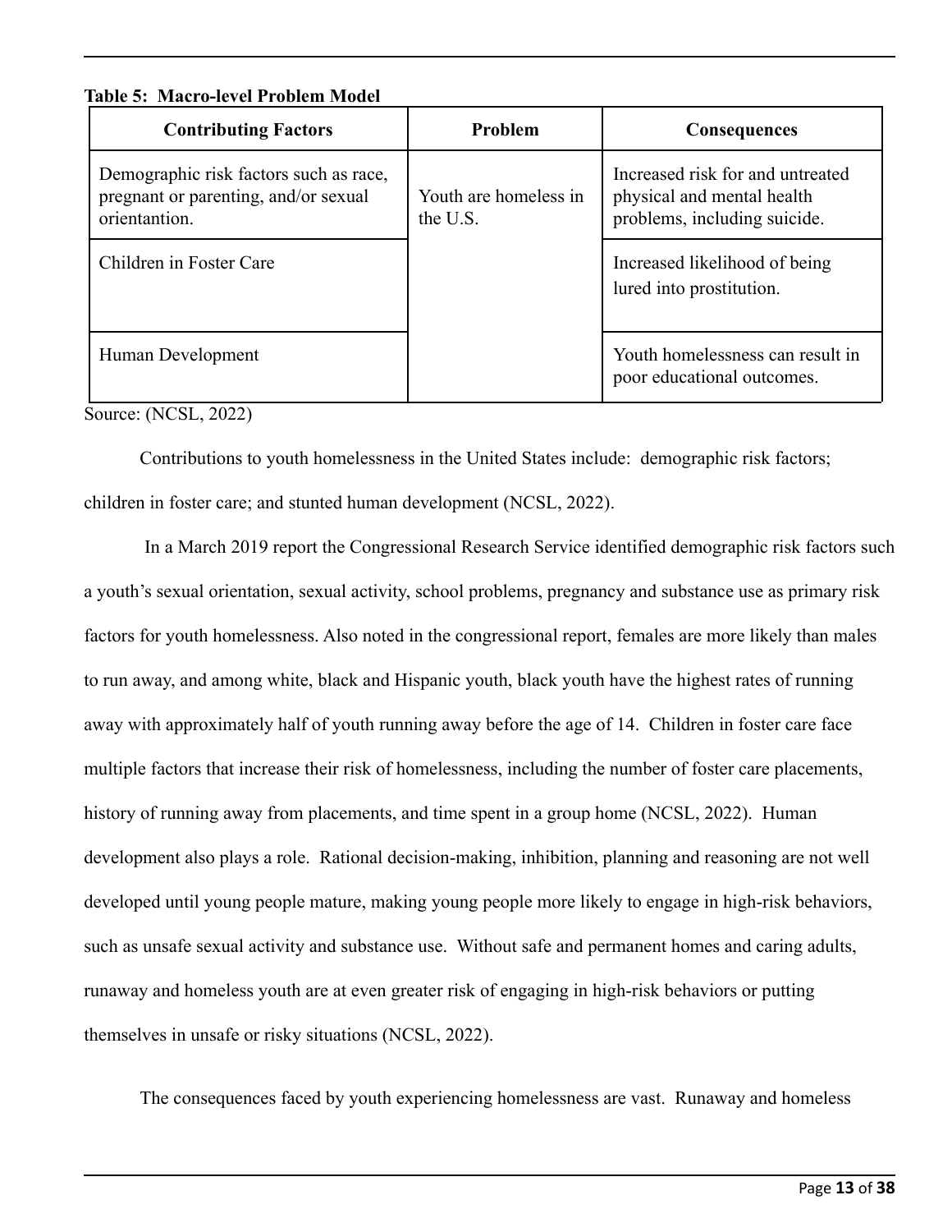**Table 5: Macro-level Problem Model**

| Contributing Factors | Problem | Consequences |
|---|---|---|
| Demographic risk factors such as race, pregnant or parenting, and/or sexual orientantion. | Youth are homeless in the U.S. | Increased risk for and untreated physical and mental health problems, including suicide. |
| Children in Foster Care | | Increased likelihood of being lured into prostitution. |
| Human Development | | Youth homelessness can result in poor educational outcomes. |

Source: (NCSL, 2022)

Contributions to youth homelessness in the United States include: demographic risk factors; children in foster care; and stunted human development (NCSL, 2022).

In a March 2019 report the Congressional Research Service identified demographic risk factors such a youth's sexual orientation, sexual activity, school problems, pregnancy and substance use as primary risk factors for youth homelessness. Also noted in the congressional report, females are more likely than males to run away, and among white, black and Hispanic youth, black youth have the highest rates of running away with approximately half of youth running away before the age of 14. Children in foster care face multiple factors that increase their risk of homelessness, including the number of foster care placements, history of running away from placements, and time spent in a group home (NCSL, 2022). Human development also plays a role. Rational decision-making, inhibition, planning and reasoning are not well developed until young people mature, making young people more likely to engage in high-risk behaviors, such as unsafe sexual activity and substance use. Without safe and permanent homes and caring adults, runaway and homeless youth are at even greater risk of engaging in high-risk behaviors or putting themselves in unsafe or risky situations (NCSL, 2022).

The consequences faced by youth experiencing homelessness are vast. Runaway and homeless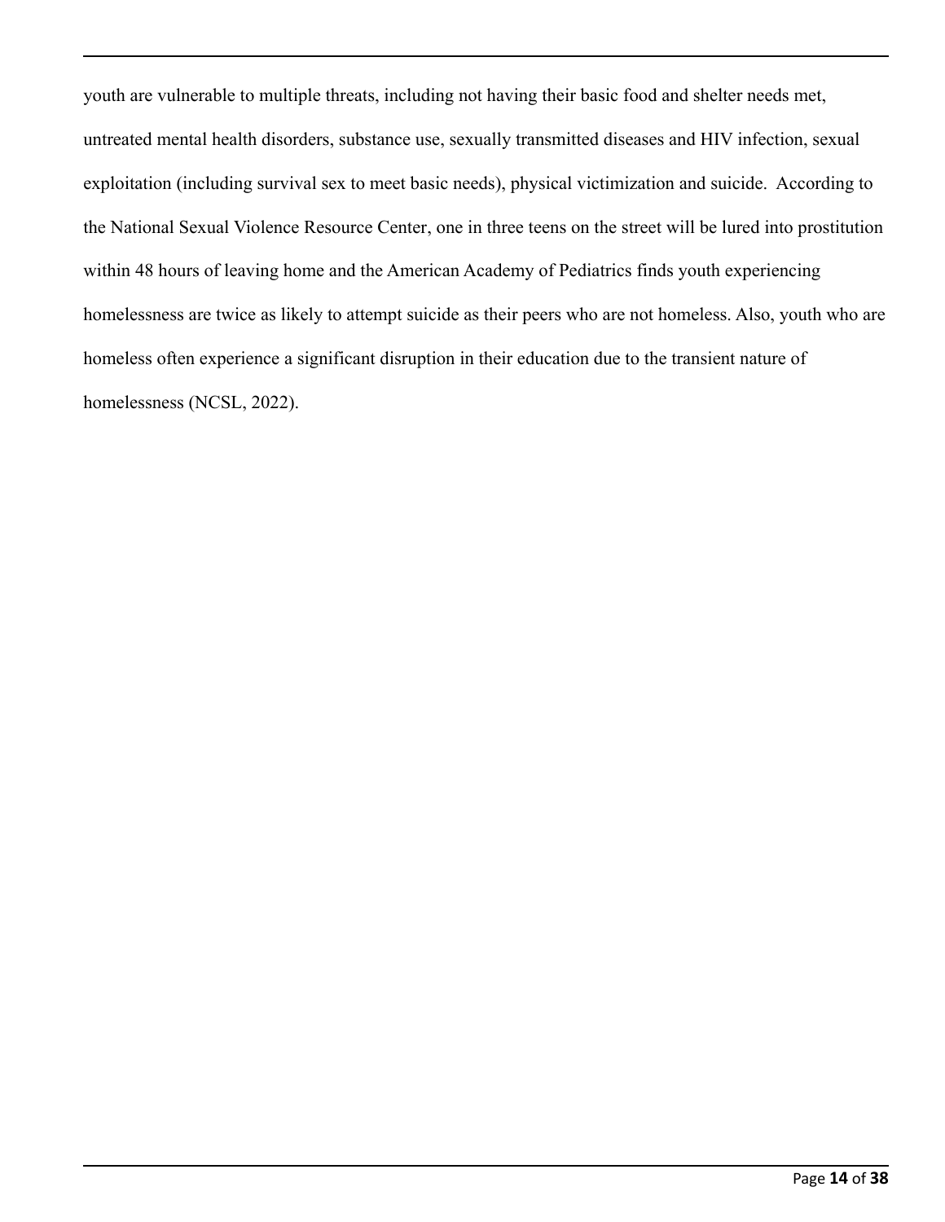youth are vulnerable to multiple threats, including not having their basic food and shelter needs met, untreated mental health disorders, substance use, sexually transmitted diseases and HIV infection, sexual exploitation (including survival sex to meet basic needs), physical victimization and suicide. According to the National Sexual Violence Resource Center, one in three teens on the street will be lured into prostitution within 48 hours of leaving home and the American Academy of Pediatrics finds youth experiencing homelessness are twice as likely to attempt suicide as their peers who are not homeless. Also, youth who are homeless often experience a significant disruption in their education due to the transient nature of homelessness (NCSL, 2022).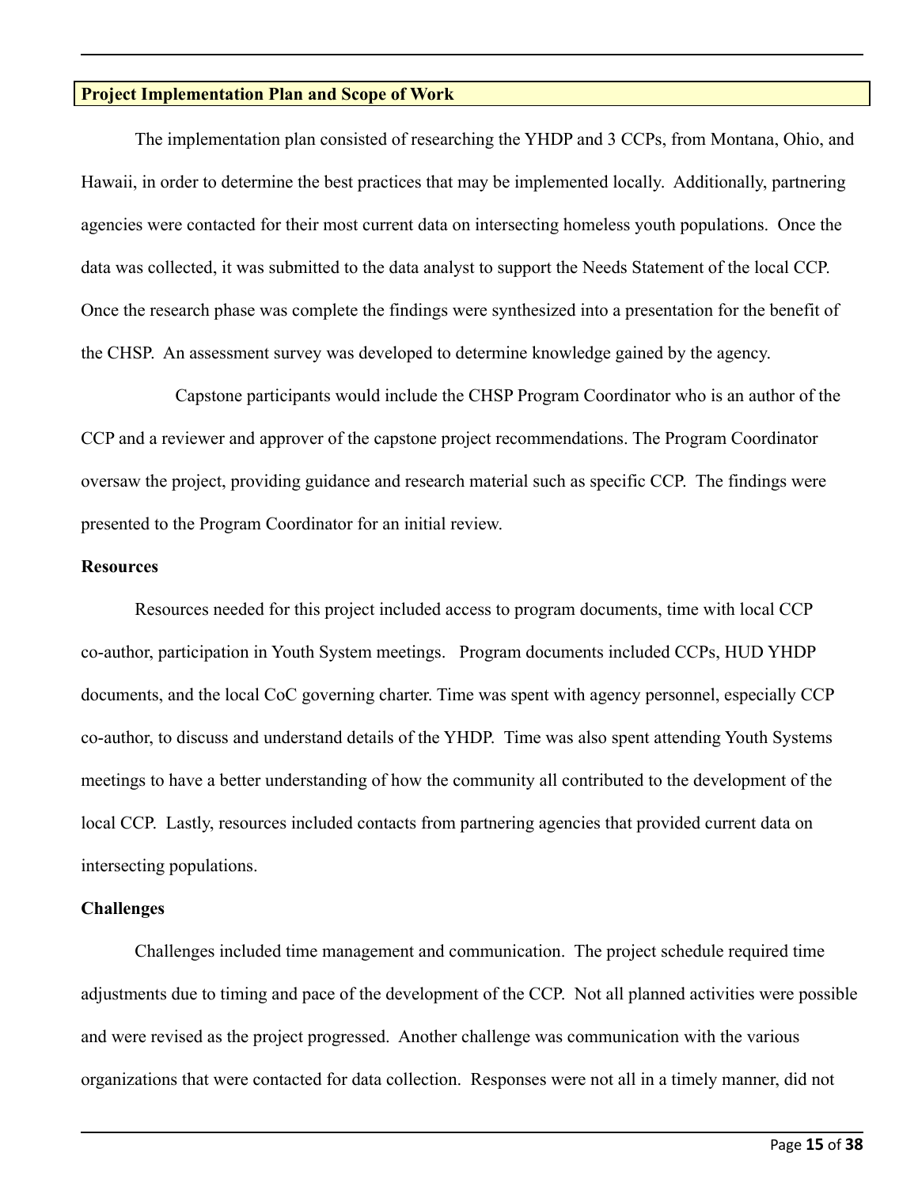## Project Implementation Plan and Scope of Work

The implementation plan consisted of researching the YHDP and 3 CCPs, from Montana, Ohio, and Hawaii, in order to determine the best practices that may be implemented locally. Additionally, partnering agencies were contacted for their most current data on intersecting homeless youth populations. Once the data was collected, it was submitted to the data analyst to support the Needs Statement of the local CCP. Once the research phase was complete the findings were synthesized into a presentation for the benefit of the CHSP. An assessment survey was developed to determine knowledge gained by the agency.

Capstone participants would include the CHSP Program Coordinator who is an author of the CCP and a reviewer and approver of the capstone project recommendations. The Program Coordinator oversaw the project, providing guidance and research material such as specific CCP. The findings were presented to the Program Coordinator for an initial review.

**Resources**

Resources needed for this project included access to program documents, time with local CCP co-author, participation in Youth System meetings. Program documents included CCPs, HUD YHDP documents, and the local CoC governing charter. Time was spent with agency personnel, especially CCP co-author, to discuss and understand details of the YHDP. Time was also spent attending Youth Systems meetings to have a better understanding of how the community all contributed to the development of the local CCP. Lastly, resources included contacts from partnering agencies that provided current data on intersecting populations.

**Challenges**

Challenges included time management and communication. The project schedule required time adjustments due to timing and pace of the development of the CCP. Not all planned activities were possible and were revised as the project progressed. Another challenge was communication with the various organizations that were contacted for data collection. Responses were not all in a timely manner, did not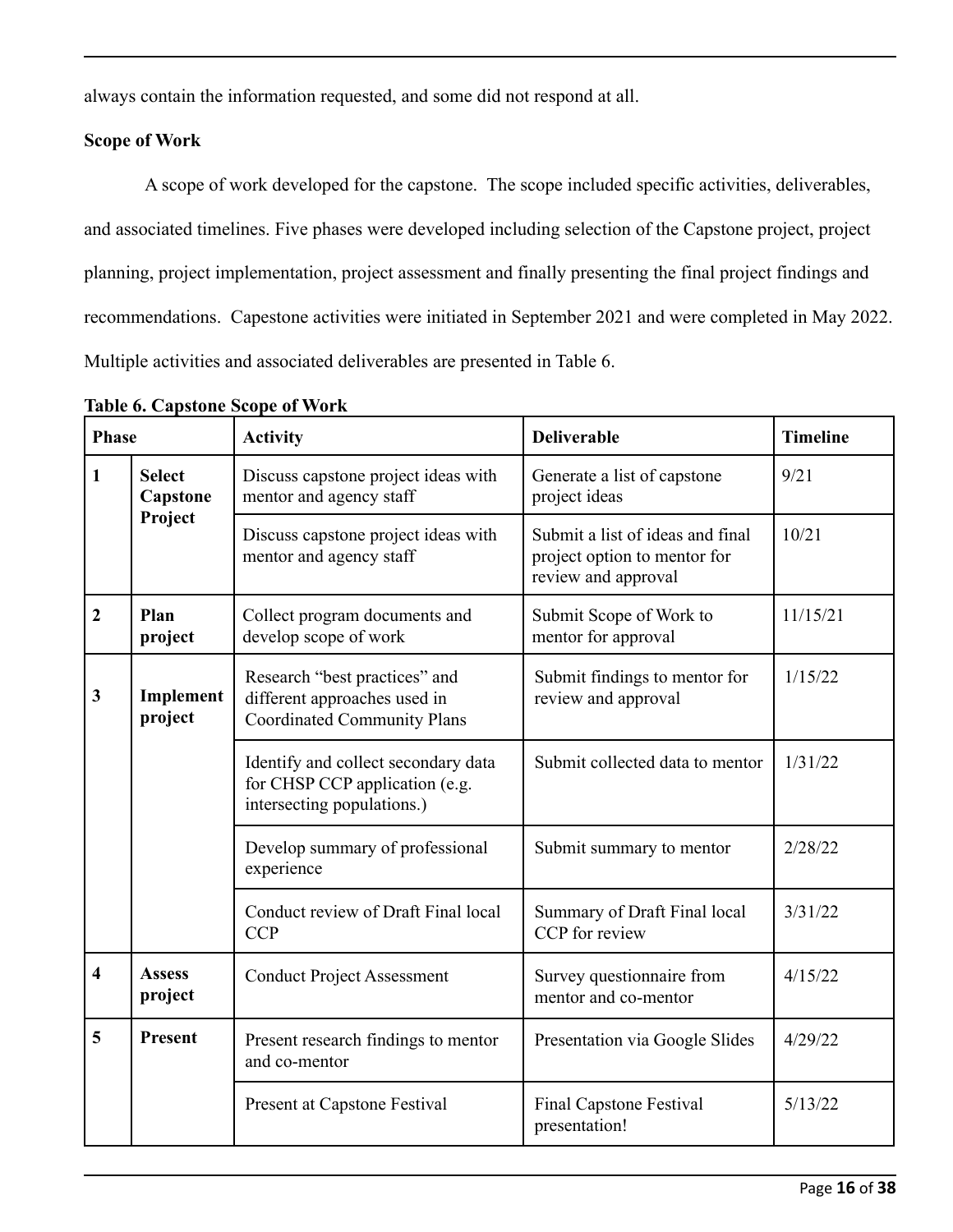always contain the information requested, and some did not respond at all.

**Scope of Work**

A scope of work developed for the capstone. The scope included specific activities, deliverables, and associated timelines. Five phases were developed including selection of the Capstone project, project planning, project implementation, project assessment and finally presenting the final project findings and recommendations. Capestone activities were initiated in September 2021 and were completed in May 2022. Multiple activities and associated deliverables are presented in Table 6.

**Table 6. Capstone Scope of Work**

| Phase | | Activity | Deliverable | Timeline |
|---|---|---|---|---|
| 1 | Select Capstone Project | Discuss capstone project ideas with mentor and agency staff | Generate a list of capstone project ideas | 9/21 |
| | | Discuss capstone project ideas with mentor and agency staff | Submit a list of ideas and final project option to mentor for review and approval | 10/21 |
| 2 | Plan project | Collect program documents and develop scope of work | Submit Scope of Work to mentor for approval | 11/15/21 |
| 3 | Implement project | Research "best practices" and different approaches used in Coordinated Community Plans | Submit findings to mentor for review and approval | 1/15/22 |
| | | Identify and collect secondary data for CHSP CCP application (e.g. intersecting populations.) | Submit collected data to mentor | 1/31/22 |
| | | Develop summary of professional experience | Submit summary to mentor | 2/28/22 |
| | | Conduct review of Draft Final local CCP | Summary of Draft Final local CCP for review | 3/31/22 |
| 4 | Assess project | Conduct Project Assessment | Survey questionnaire from mentor and co-mentor | 4/15/22 |
| 5 | Present | Present research findings to mentor and co-mentor | Presentation via Google Slides | 4/29/22 |
| | | Present at Capstone Festival | Final Capstone Festival presentation! | 5/13/22 |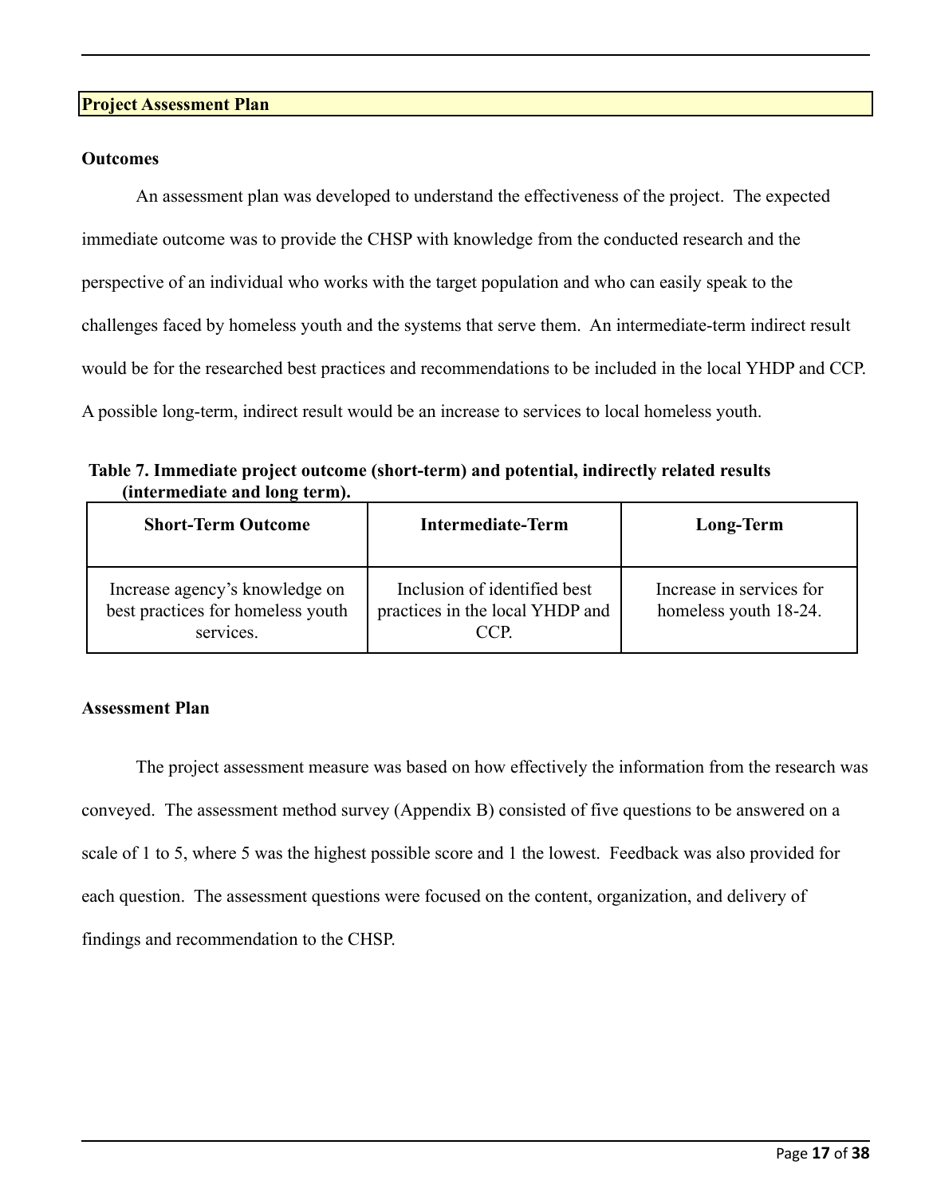## Project Assessment Plan

### Outcomes

An assessment plan was developed to understand the effectiveness of the project. The expected immediate outcome was to provide the CHSP with knowledge from the conducted research and the perspective of an individual who works with the target population and who can easily speak to the challenges faced by homeless youth and the systems that serve them. An intermediate-term indirect result would be for the researched best practices and recommendations to be included in the local YHDP and CCP. A possible long-term, indirect result would be an increase to services to local homeless youth.

**Table 7. Immediate project outcome (short-term) and potential, indirectly related results (intermediate and long term).**

| Short-Term Outcome | Intermediate-Term | Long-Term |
|---|---|---|
| Increase agency's knowledge on best practices for homeless youth services. | Inclusion of identified best practices in the local YHDP and CCP. | Increase in services for homeless youth 18-24. |

### Assessment Plan

The project assessment measure was based on how effectively the information from the research was conveyed. The assessment method survey (Appendix B) consisted of five questions to be answered on a scale of 1 to 5, where 5 was the highest possible score and 1 the lowest. Feedback was also provided for each question. The assessment questions were focused on the content, organization, and delivery of findings and recommendation to the CHSP.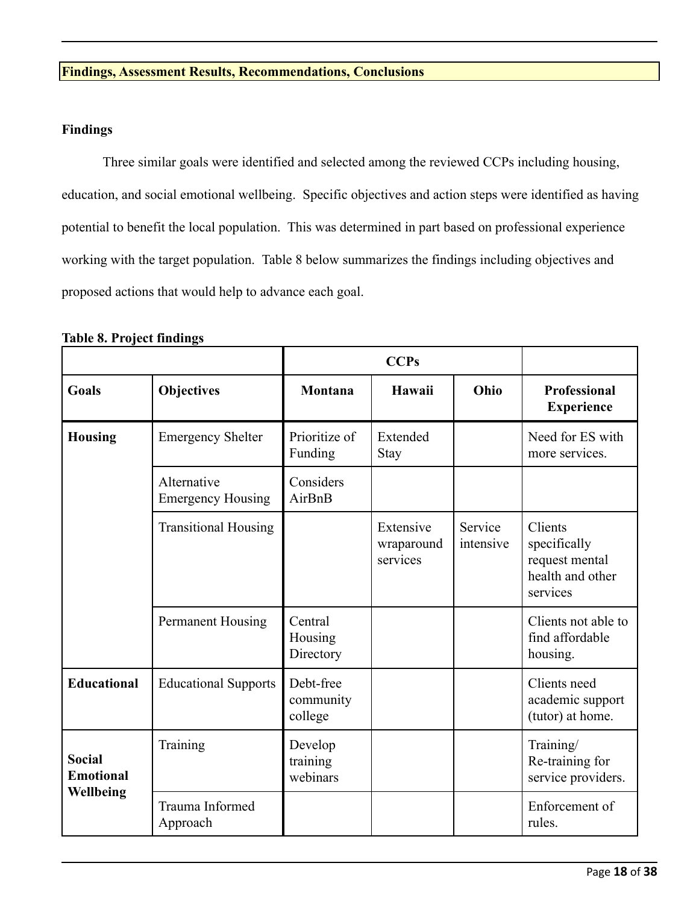**Findings, Assessment Results, Recommendations, Conclusions**

**Findings**

Three similar goals were identified and selected among the reviewed CCPs including housing, education, and social emotional wellbeing. Specific objectives and action steps were identified as having potential to benefit the local population. This was determined in part based on professional experience working with the target population. Table 8 below summarizes the findings including objectives and proposed actions that would help to advance each goal.

**Table 8. Project findings**

| | | CCPs | | | |
|---|---|---|---|---|---|
| **Goals** | **Objectives** | **Montana** | **Hawaii** | **Ohio** | **Professional Experience** |
| **Housing** | Emergency Shelter | Prioritize of Funding | Extended Stay | | Need for ES with more services. |
| | Alternative Emergency Housing | Considers AirBnB | | | |
| | Transitional Housing | | Extensive wraparound services | Service intensive | Clients specifically request mental health and other services |
| | Permanent Housing | Central Housing Directory | | | Clients not able to find affordable housing. |
| **Educational** | Educational Supports | Debt-free community college | | | Clients need academic support (tutor) at home. |
| **Social Emotional Wellbeing** | Training | Develop training webinars | | | Training/ Re-training for service providers. |
| | Trauma Informed Approach | | | | Enforcement of rules. |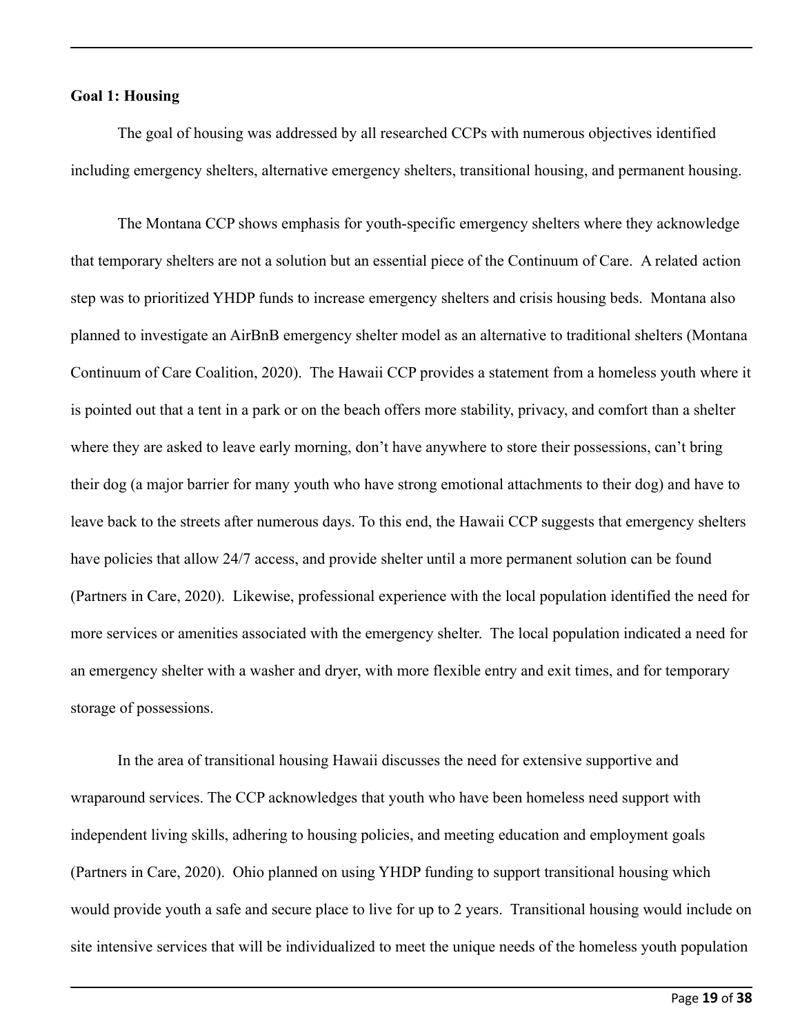**Goal 1: Housing**

The goal of housing was addressed by all researched CCPs with numerous objectives identified including emergency shelters, alternative emergency shelters, transitional housing, and permanent housing.

The Montana CCP shows emphasis for youth-specific emergency shelters where they acknowledge that temporary shelters are not a solution but an essential piece of the Continuum of Care. A related action step was to prioritized YHDP funds to increase emergency shelters and crisis housing beds. Montana also planned to investigate an AirBnB emergency shelter model as an alternative to traditional shelters (Montana Continuum of Care Coalition, 2020). The Hawaii CCP provides a statement from a homeless youth where it is pointed out that a tent in a park or on the beach offers more stability, privacy, and comfort than a shelter where they are asked to leave early morning, don't have anywhere to store their possessions, can't bring their dog (a major barrier for many youth who have strong emotional attachments to their dog) and have to leave back to the streets after numerous days. To this end, the Hawaii CCP suggests that emergency shelters have policies that allow 24/7 access, and provide shelter until a more permanent solution can be found (Partners in Care, 2020). Likewise, professional experience with the local population identified the need for more services or amenities associated with the emergency shelter. The local population indicated a need for an emergency shelter with a washer and dryer, with more flexible entry and exit times, and for temporary storage of possessions.

In the area of transitional housing Hawaii discusses the need for extensive supportive and wraparound services. The CCP acknowledges that youth who have been homeless need support with independent living skills, adhering to housing policies, and meeting education and employment goals (Partners in Care, 2020). Ohio planned on using YHDP funding to support transitional housing which would provide youth a safe and secure place to live for up to 2 years. Transitional housing would include on site intensive services that will be individualized to meet the unique needs of the homeless youth population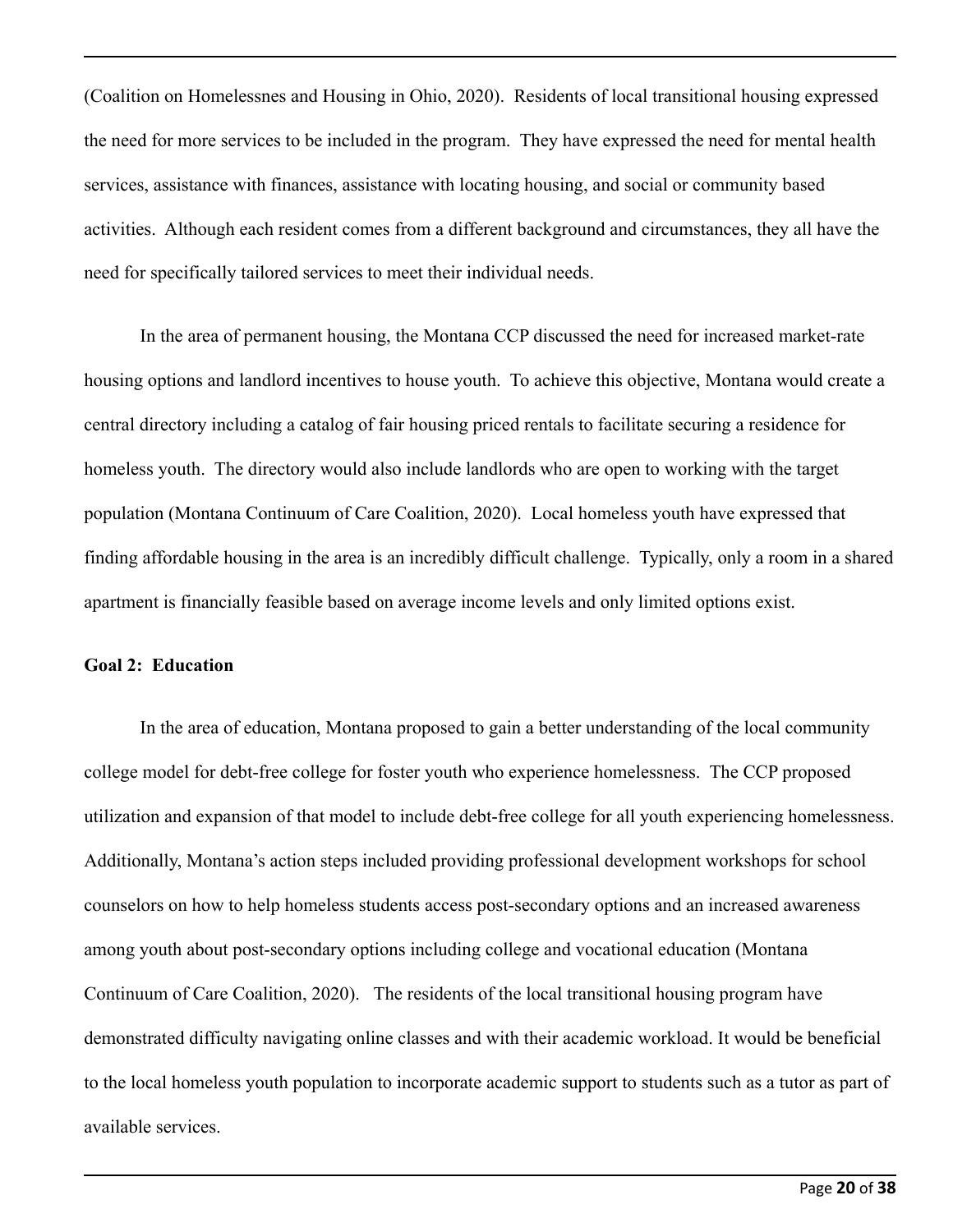(Coalition on Homelessnes and Housing in Ohio, 2020). Residents of local transitional housing expressed the need for more services to be included in the program. They have expressed the need for mental health services, assistance with finances, assistance with locating housing, and social or community based activities. Although each resident comes from a different background and circumstances, they all have the need for specifically tailored services to meet their individual needs.

In the area of permanent housing, the Montana CCP discussed the need for increased market-rate housing options and landlord incentives to house youth. To achieve this objective, Montana would create a central directory including a catalog of fair housing priced rentals to facilitate securing a residence for homeless youth. The directory would also include landlords who are open to working with the target population (Montana Continuum of Care Coalition, 2020). Local homeless youth have expressed that finding affordable housing in the area is an incredibly difficult challenge. Typically, only a room in a shared apartment is financially feasible based on average income levels and only limited options exist.

**Goal 2: Education**

In the area of education, Montana proposed to gain a better understanding of the local community college model for debt-free college for foster youth who experience homelessness. The CCP proposed utilization and expansion of that model to include debt-free college for all youth experiencing homelessness. Additionally, Montana's action steps included providing professional development workshops for school counselors on how to help homeless students access post-secondary options and an increased awareness among youth about post-secondary options including college and vocational education (Montana Continuum of Care Coalition, 2020). The residents of the local transitional housing program have demonstrated difficulty navigating online classes and with their academic workload. It would be beneficial to the local homeless youth population to incorporate academic support to students such as a tutor as part of available services.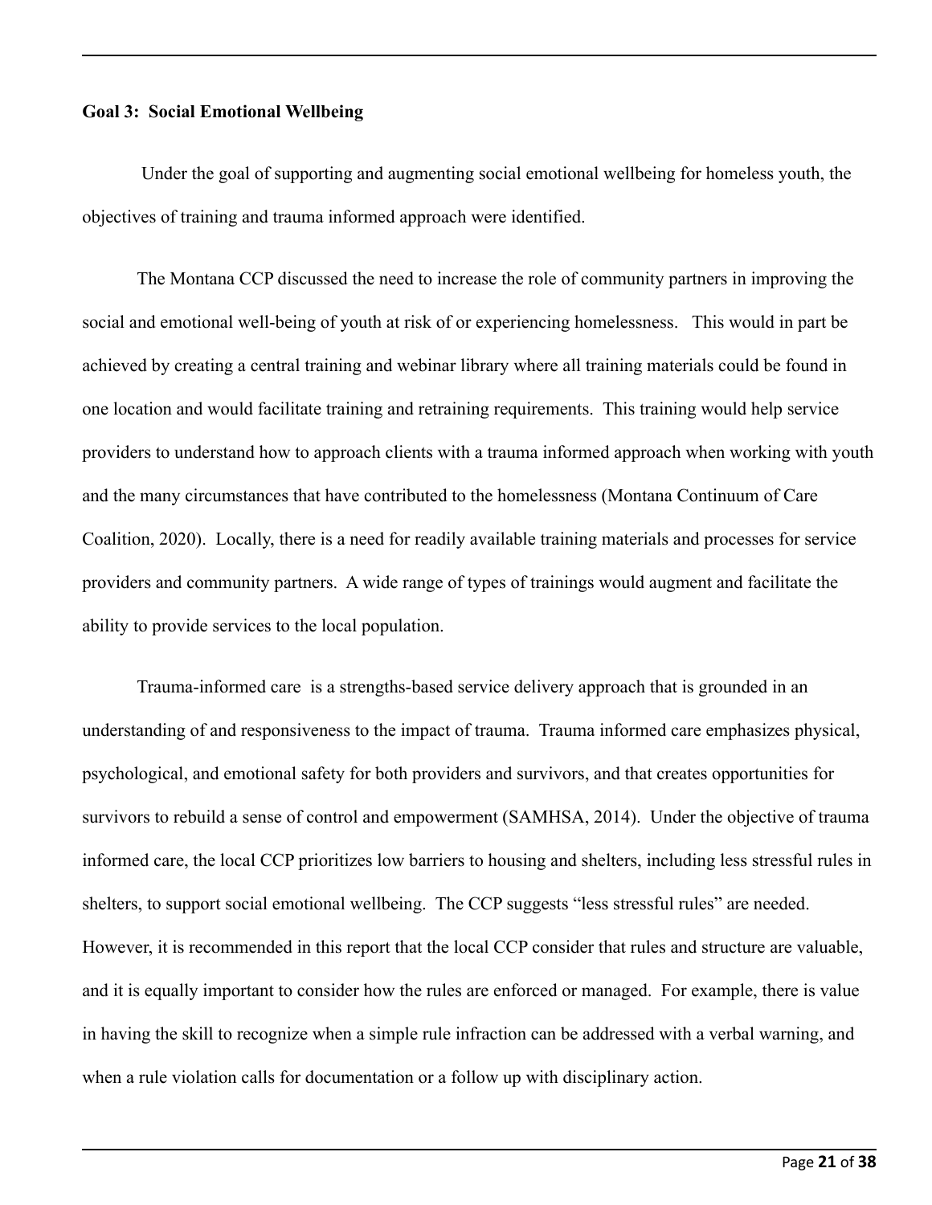**Goal 3: Social Emotional Wellbeing**

Under the goal of supporting and augmenting social emotional wellbeing for homeless youth, the objectives of training and trauma informed approach were identified.

The Montana CCP discussed the need to increase the role of community partners in improving the social and emotional well-being of youth at risk of or experiencing homelessness. This would in part be achieved by creating a central training and webinar library where all training materials could be found in one location and would facilitate training and retraining requirements. This training would help service providers to understand how to approach clients with a trauma informed approach when working with youth and the many circumstances that have contributed to the homelessness (Montana Continuum of Care Coalition, 2020). Locally, there is a need for readily available training materials and processes for service providers and community partners. A wide range of types of trainings would augment and facilitate the ability to provide services to the local population.

Trauma-informed care is a strengths-based service delivery approach that is grounded in an understanding of and responsiveness to the impact of trauma. Trauma informed care emphasizes physical, psychological, and emotional safety for both providers and survivors, and that creates opportunities for survivors to rebuild a sense of control and empowerment (SAMHSA, 2014). Under the objective of trauma informed care, the local CCP prioritizes low barriers to housing and shelters, including less stressful rules in shelters, to support social emotional wellbeing. The CCP suggests "less stressful rules" are needed. However, it is recommended in this report that the local CCP consider that rules and structure are valuable, and it is equally important to consider how the rules are enforced or managed. For example, there is value in having the skill to recognize when a simple rule infraction can be addressed with a verbal warning, and when a rule violation calls for documentation or a follow up with disciplinary action.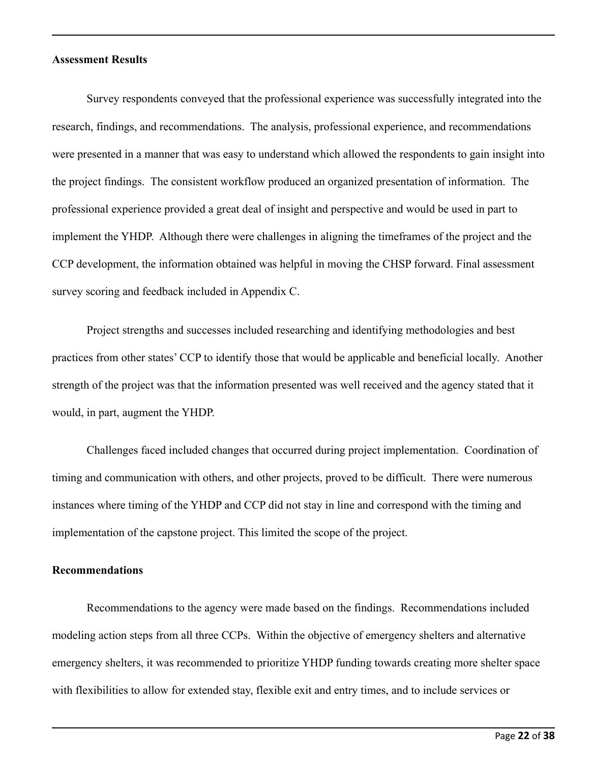**Assessment Results**

Survey respondents conveyed that the professional experience was successfully integrated into the research, findings, and recommendations. The analysis, professional experience, and recommendations were presented in a manner that was easy to understand which allowed the respondents to gain insight into the project findings. The consistent workflow produced an organized presentation of information. The professional experience provided a great deal of insight and perspective and would be used in part to implement the YHDP. Although there were challenges in aligning the timeframes of the project and the CCP development, the information obtained was helpful in moving the CHSP forward. Final assessment survey scoring and feedback included in Appendix C.

Project strengths and successes included researching and identifying methodologies and best practices from other states' CCP to identify those that would be applicable and beneficial locally. Another strength of the project was that the information presented was well received and the agency stated that it would, in part, augment the YHDP.

Challenges faced included changes that occurred during project implementation. Coordination of timing and communication with others, and other projects, proved to be difficult. There were numerous instances where timing of the YHDP and CCP did not stay in line and correspond with the timing and implementation of the capstone project. This limited the scope of the project.

**Recommendations**

Recommendations to the agency were made based on the findings. Recommendations included modeling action steps from all three CCPs. Within the objective of emergency shelters and alternative emergency shelters, it was recommended to prioritize YHDP funding towards creating more shelter space with flexibilities to allow for extended stay, flexible exit and entry times, and to include services or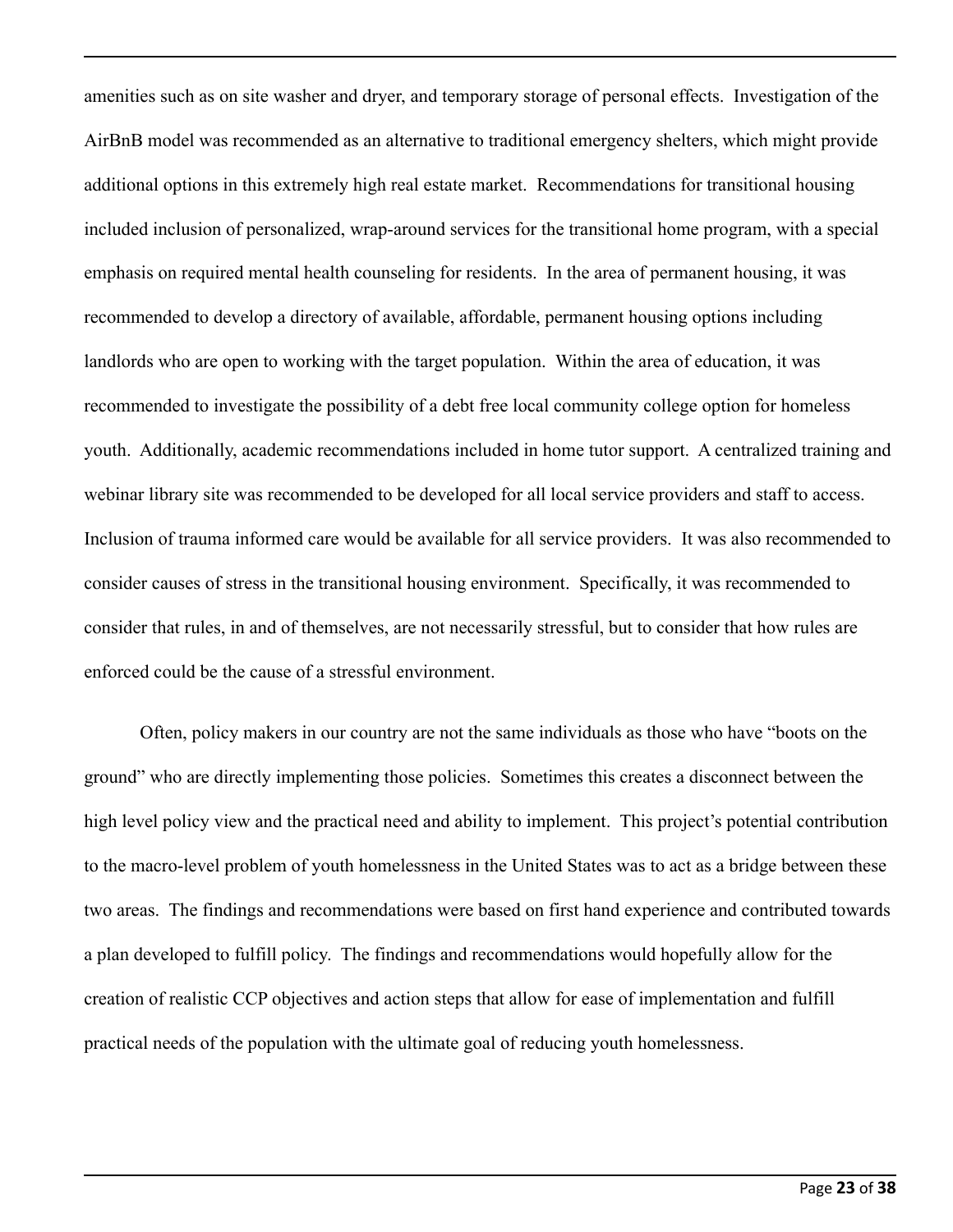amenities such as on site washer and dryer, and temporary storage of personal effects. Investigation of the AirBnB model was recommended as an alternative to traditional emergency shelters, which might provide additional options in this extremely high real estate market. Recommendations for transitional housing included inclusion of personalized, wrap-around services for the transitional home program, with a special emphasis on required mental health counseling for residents. In the area of permanent housing, it was recommended to develop a directory of available, affordable, permanent housing options including landlords who are open to working with the target population. Within the area of education, it was recommended to investigate the possibility of a debt free local community college option for homeless youth. Additionally, academic recommendations included in home tutor support. A centralized training and webinar library site was recommended to be developed for all local service providers and staff to access. Inclusion of trauma informed care would be available for all service providers. It was also recommended to consider causes of stress in the transitional housing environment. Specifically, it was recommended to consider that rules, in and of themselves, are not necessarily stressful, but to consider that how rules are enforced could be the cause of a stressful environment.

Often, policy makers in our country are not the same individuals as those who have "boots on the ground" who are directly implementing those policies. Sometimes this creates a disconnect between the high level policy view and the practical need and ability to implement. This project's potential contribution to the macro-level problem of youth homelessness in the United States was to act as a bridge between these two areas. The findings and recommendations were based on first hand experience and contributed towards a plan developed to fulfill policy. The findings and recommendations would hopefully allow for the creation of realistic CCP objectives and action steps that allow for ease of implementation and fulfill practical needs of the population with the ultimate goal of reducing youth homelessness.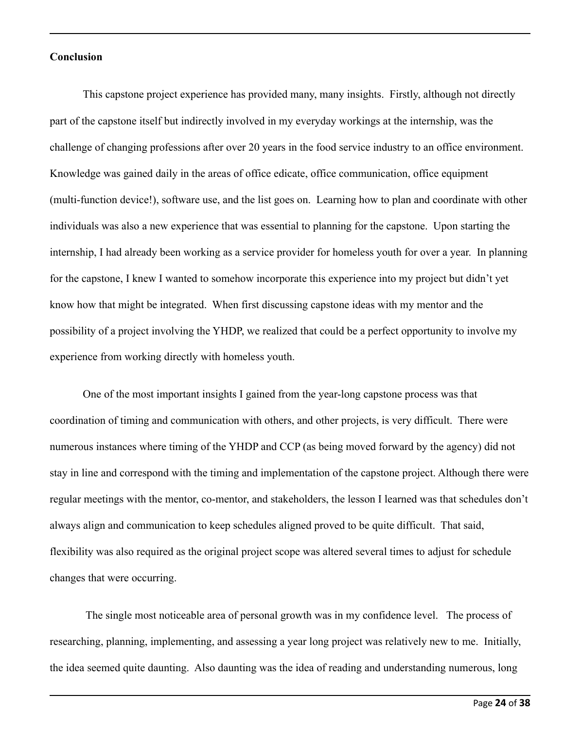**Conclusion**

This capstone project experience has provided many, many insights. Firstly, although not directly part of the capstone itself but indirectly involved in my everyday workings at the internship, was the challenge of changing professions after over 20 years in the food service industry to an office environment. Knowledge was gained daily in the areas of office edicate, office communication, office equipment (multi-function device!), software use, and the list goes on. Learning how to plan and coordinate with other individuals was also a new experience that was essential to planning for the capstone. Upon starting the internship, I had already been working as a service provider for homeless youth for over a year. In planning for the capstone, I knew I wanted to somehow incorporate this experience into my project but didn't yet know how that might be integrated. When first discussing capstone ideas with my mentor and the possibility of a project involving the YHDP, we realized that could be a perfect opportunity to involve my experience from working directly with homeless youth.

One of the most important insights I gained from the year-long capstone process was that coordination of timing and communication with others, and other projects, is very difficult. There were numerous instances where timing of the YHDP and CCP (as being moved forward by the agency) did not stay in line and correspond with the timing and implementation of the capstone project. Although there were regular meetings with the mentor, co-mentor, and stakeholders, the lesson I learned was that schedules don't always align and communication to keep schedules aligned proved to be quite difficult. That said, flexibility was also required as the original project scope was altered several times to adjust for schedule changes that were occurring.

The single most noticeable area of personal growth was in my confidence level. The process of researching, planning, implementing, and assessing a year long project was relatively new to me. Initially, the idea seemed quite daunting. Also daunting was the idea of reading and understanding numerous, long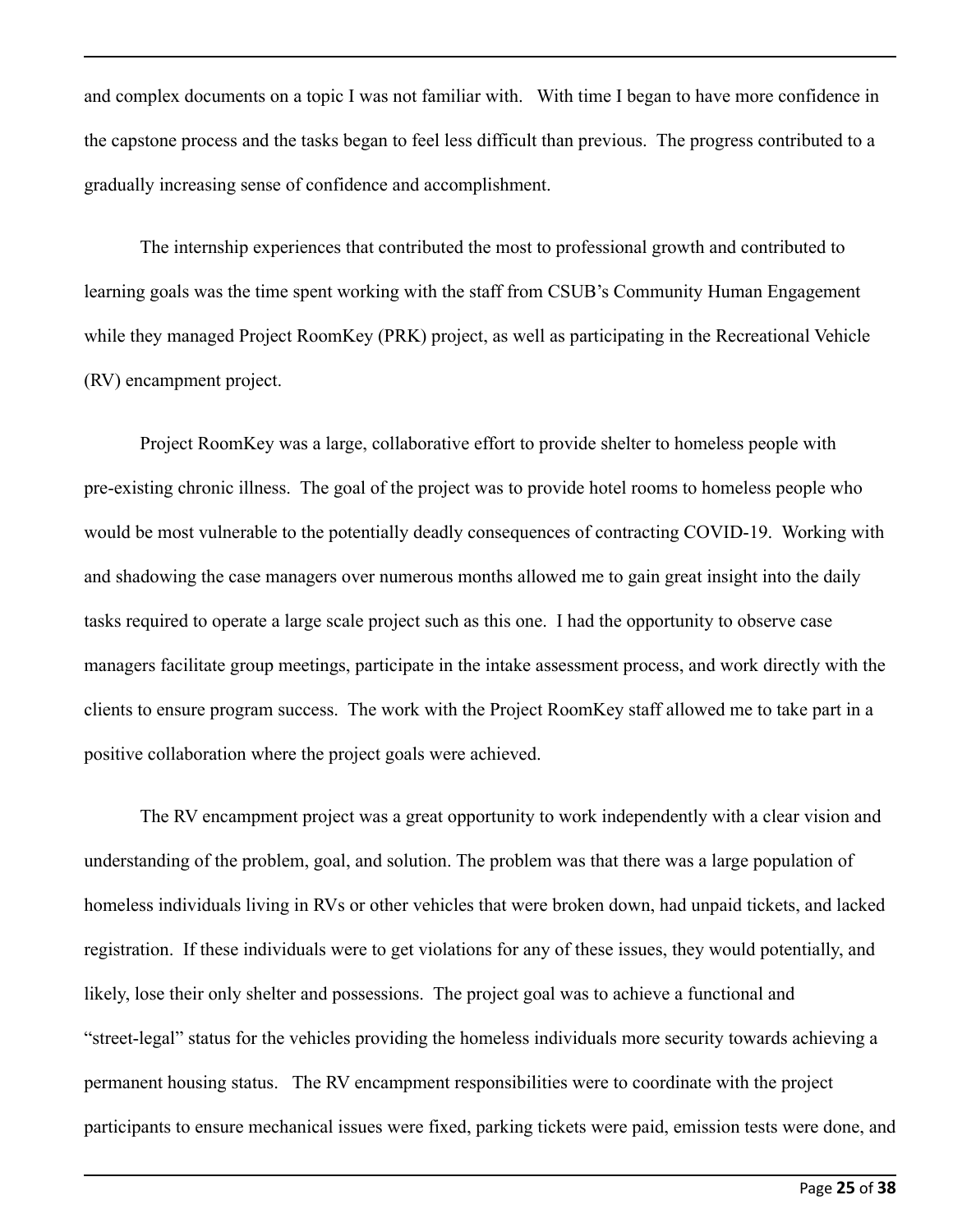and complex documents on a topic I was not familiar with.  With time I began to have more confidence in the capstone process and the tasks began to feel less difficult than previous.  The progress contributed to a gradually increasing sense of confidence and accomplishment.

The internship experiences that contributed the most to professional growth and contributed to learning goals was the time spent working with the staff from CSUB's Community Human Engagement while they managed Project RoomKey (PRK) project, as well as participating in the Recreational Vehicle (RV) encampment project.

Project RoomKey was a large, collaborative effort to provide shelter to homeless people with pre-existing chronic illness.  The goal of the project was to provide hotel rooms to homeless people who would be most vulnerable to the potentially deadly consequences of contracting COVID-19.  Working with and shadowing the case managers over numerous months allowed me to gain great insight into the daily tasks required to operate a large scale project such as this one.  I had the opportunity to observe case managers facilitate group meetings, participate in the intake assessment process, and work directly with the clients to ensure program success.  The work with the Project RoomKey staff allowed me to take part in a positive collaboration where the project goals were achieved.

The RV encampment project was a great opportunity to work independently with a clear vision and understanding of the problem, goal, and solution. The problem was that there was a large population of homeless individuals living in RVs or other vehicles that were broken down, had unpaid tickets, and lacked registration.  If these individuals were to get violations for any of these issues, they would potentially, and likely, lose their only shelter and possessions.  The project goal was to achieve a functional and "street-legal" status for the vehicles providing the homeless individuals more security towards achieving a permanent housing status.  The RV encampment responsibilities were to coordinate with the project participants to ensure mechanical issues were fixed, parking tickets were paid, emission tests were done, and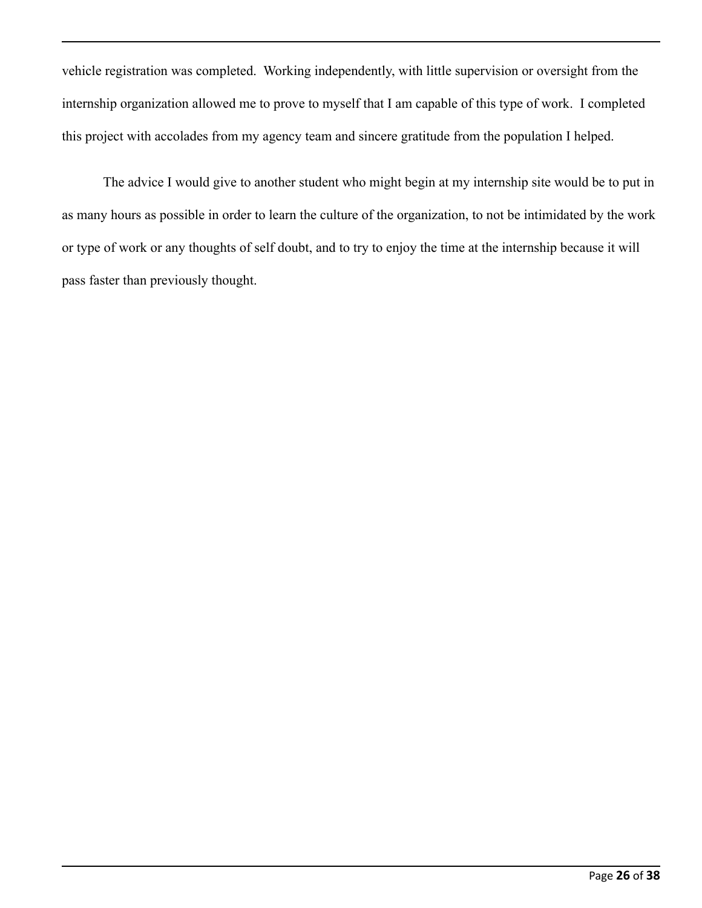vehicle registration was completed. Working independently, with little supervision or oversight from the internship organization allowed me to prove to myself that I am capable of this type of work. I completed this project with accolades from my agency team and sincere gratitude from the population I helped.

The advice I would give to another student who might begin at my internship site would be to put in as many hours as possible in order to learn the culture of the organization, to not be intimidated by the work or type of work or any thoughts of self doubt, and to try to enjoy the time at the internship because it will pass faster than previously thought.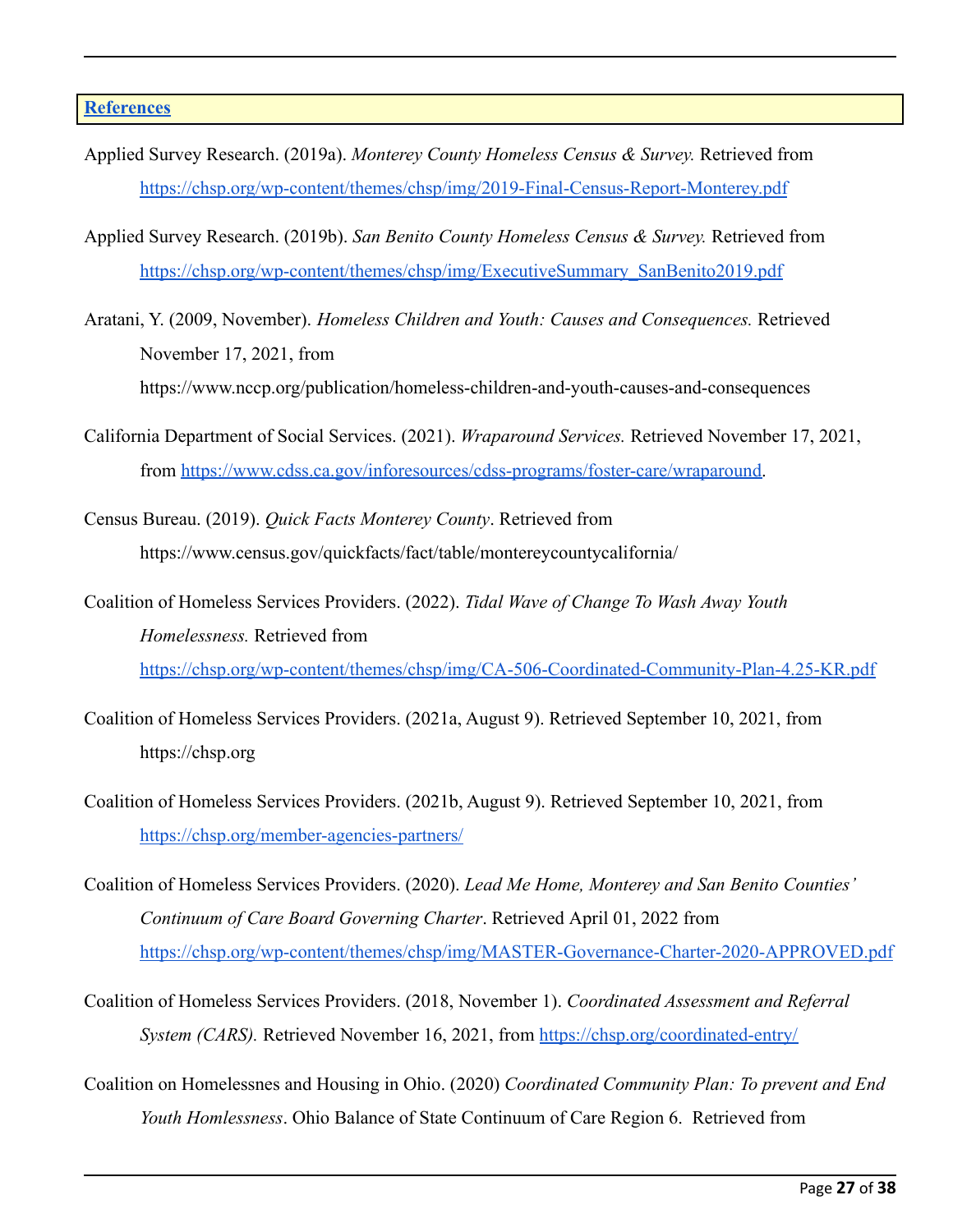## References

Applied Survey Research. (2019a). *Monterey County Homeless Census & Survey.* Retrieved from https://chsp.org/wp-content/themes/chsp/img/2019-Final-Census-Report-Monterey.pdf

Applied Survey Research. (2019b). *San Benito County Homeless Census & Survey.* Retrieved from https://chsp.org/wp-content/themes/chsp/img/ExecutiveSummary_SanBenito2019.pdf

Aratani, Y. (2009, November). *Homeless Children and Youth: Causes and Consequences.* Retrieved November 17, 2021, from https://www.nccp.org/publication/homeless-children-and-youth-causes-and-consequences

California Department of Social Services. (2021). *Wraparound Services.* Retrieved November 17, 2021, from https://www.cdss.ca.gov/inforesources/cdss-programs/foster-care/wraparound.

Census Bureau. (2019). *Quick Facts Monterey County*. Retrieved from https://www.census.gov/quickfacts/fact/table/montereycountycalifornia/

Coalition of Homeless Services Providers. (2022). *Tidal Wave of Change To Wash Away Youth Homelessness.* Retrieved from https://chsp.org/wp-content/themes/chsp/img/CA-506-Coordinated-Community-Plan-4.25-KR.pdf

Coalition of Homeless Services Providers. (2021a, August 9). Retrieved September 10, 2021, from https://chsp.org

Coalition of Homeless Services Providers. (2021b, August 9). Retrieved September 10, 2021, from https://chsp.org/member-agencies-partners/

Coalition of Homeless Services Providers. (2020). *Lead Me Home, Monterey and San Benito Counties' Continuum of Care Board Governing Charter*. Retrieved April 01, 2022 from https://chsp.org/wp-content/themes/chsp/img/MASTER-Governance-Charter-2020-APPROVED.pdf

Coalition of Homeless Services Providers. (2018, November 1). *Coordinated Assessment and Referral System (CARS).* Retrieved November 16, 2021, from https://chsp.org/coordinated-entry/

Coalition on Homelessnes and Housing in Ohio. (2020) *Coordinated Community Plan: To prevent and End Youth Homlessness*. Ohio Balance of State Continuum of Care Region 6. Retrieved from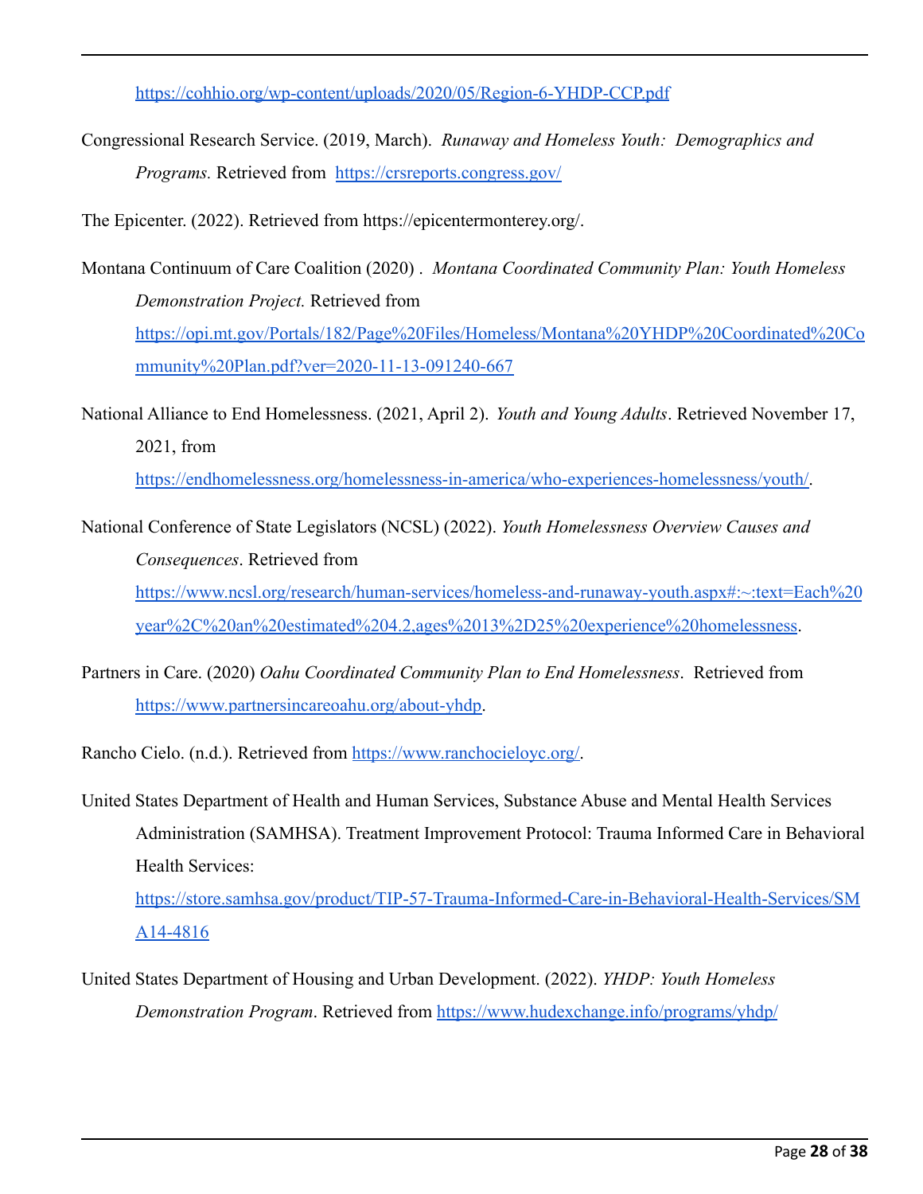https://cohhio.org/wp-content/uploads/2020/05/Region-6-YHDP-CCP.pdf

Congressional Research Service. (2019, March). *Runaway and Homeless Youth: Demographics and Programs.* Retrieved from https://crsreports.congress.gov/

The Epicenter. (2022). Retrieved from https://epicentermonterey.org/.

Montana Continuum of Care Coalition (2020) . *Montana Coordinated Community Plan: Youth Homeless Demonstration Project.* Retrieved from https://opi.mt.gov/Portals/182/Page%20Files/Homeless/Montana%20YHDP%20Coordinated%20Community%20Plan.pdf?ver=2020-11-13-091240-667

National Alliance to End Homelessness. (2021, April 2). *Youth and Young Adults*. Retrieved November 17, 2021, from https://endhomelessness.org/homelessness-in-america/who-experiences-homelessness/youth/.

National Conference of State Legislators (NCSL) (2022). *Youth Homelessness Overview Causes and Consequences*. Retrieved from https://www.ncsl.org/research/human-services/homeless-and-runaway-youth.aspx#:~:text=Each%20year%2C%20an%20estimated%204.2,ages%2013%2D25%20experience%20homelessness.

Partners in Care. (2020) *Oahu Coordinated Community Plan to End Homelessness*. Retrieved from https://www.partnersincareoahu.org/about-yhdp.

Rancho Cielo. (n.d.). Retrieved from https://www.ranchocieloyc.org/.

United States Department of Health and Human Services, Substance Abuse and Mental Health Services Administration (SAMHSA). Treatment Improvement Protocol: Trauma Informed Care in Behavioral Health Services: https://store.samhsa.gov/product/TIP-57-Trauma-Informed-Care-in-Behavioral-Health-Services/SMA14-4816

United States Department of Housing and Urban Development. (2022). *YHDP: Youth Homeless Demonstration Program*. Retrieved from https://www.hudexchange.info/programs/yhdp/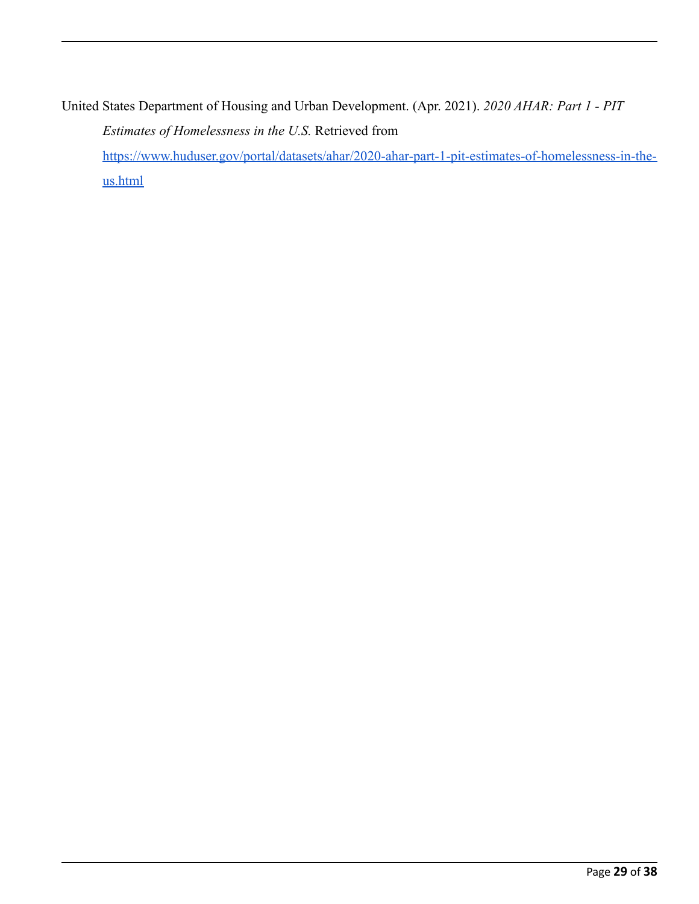United States Department of Housing and Urban Development. (Apr. 2021). *2020 AHAR: Part 1 - PIT Estimates of Homelessness in the U.S.* Retrieved from https://www.huduser.gov/portal/datasets/ahar/2020-ahar-part-1-pit-estimates-of-homelessness-in-the-us.html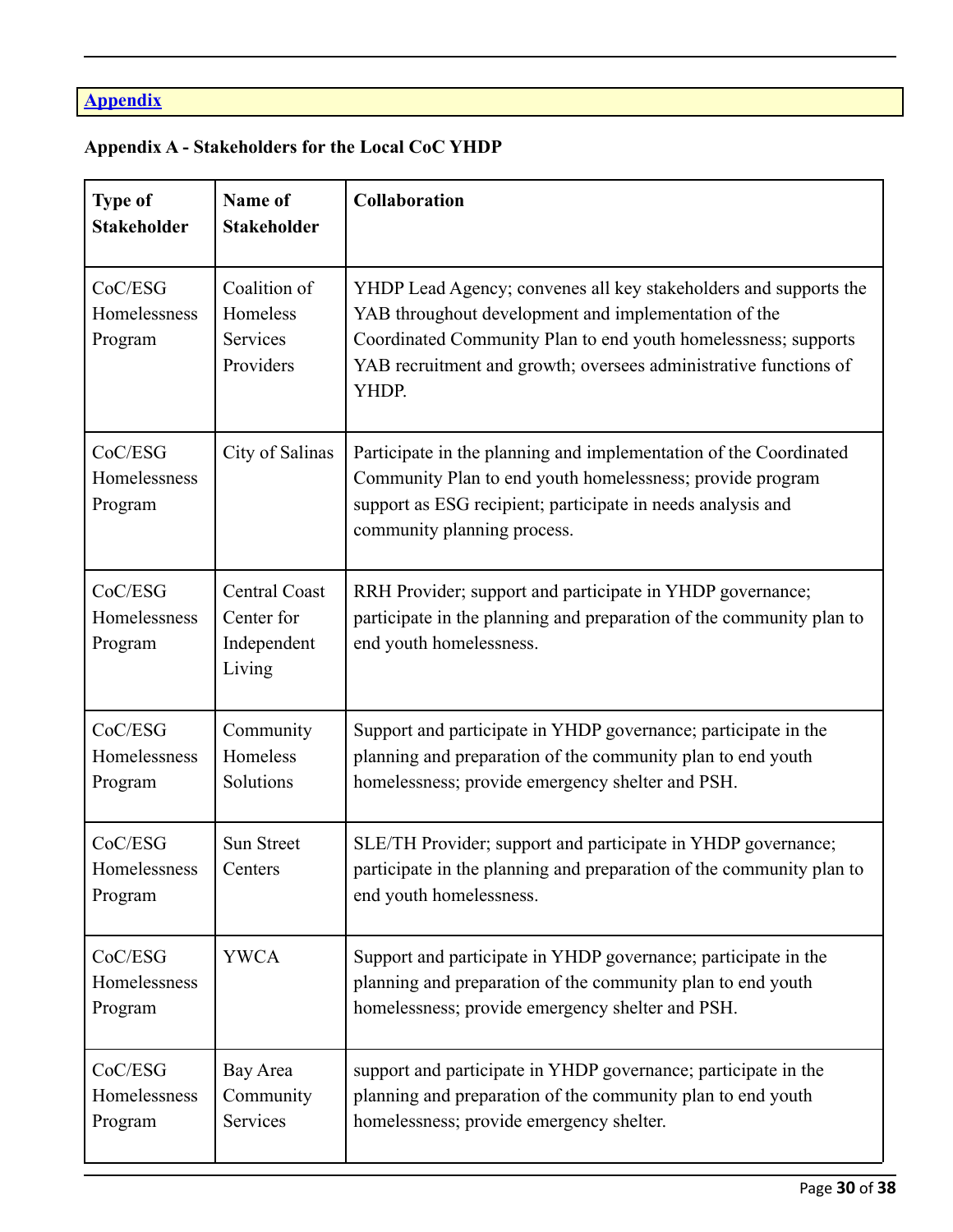## [Appendix]

### Appendix A - Stakeholders for the Local CoC YHDP

| Type of Stakeholder | Name of Stakeholder | Collaboration |
|---|---|---|
| CoC/ESG Homelessness Program | Coalition of Homeless Services Providers | YHDP Lead Agency; convenes all key stakeholders and supports the YAB throughout development and implementation of the Coordinated Community Plan to end youth homelessness; supports YAB recruitment and growth; oversees administrative functions of YHDP. |
| CoC/ESG Homelessness Program | City of Salinas | Participate in the planning and implementation of the Coordinated Community Plan to end youth homelessness; provide program support as ESG recipient; participate in needs analysis and community planning process. |
| CoC/ESG Homelessness Program | Central Coast Center for Independent Living | RRH Provider; support and participate in YHDP governance; participate in the planning and preparation of the community plan to end youth homelessness. |
| CoC/ESG Homelessness Program | Community Homeless Solutions | Support and participate in YHDP governance; participate in the planning and preparation of the community plan to end youth homelessness; provide emergency shelter and PSH. |
| CoC/ESG Homelessness Program | Sun Street Centers | SLE/TH Provider; support and participate in YHDP governance; participate in the planning and preparation of the community plan to end youth homelessness. |
| CoC/ESG Homelessness Program | YWCA | Support and participate in YHDP governance; participate in the planning and preparation of the community plan to end youth homelessness; provide emergency shelter and PSH. |
| CoC/ESG Homelessness Program | Bay Area Community Services | support and participate in YHDP governance; participate in the planning and preparation of the community plan to end youth homelessness; provide emergency shelter. |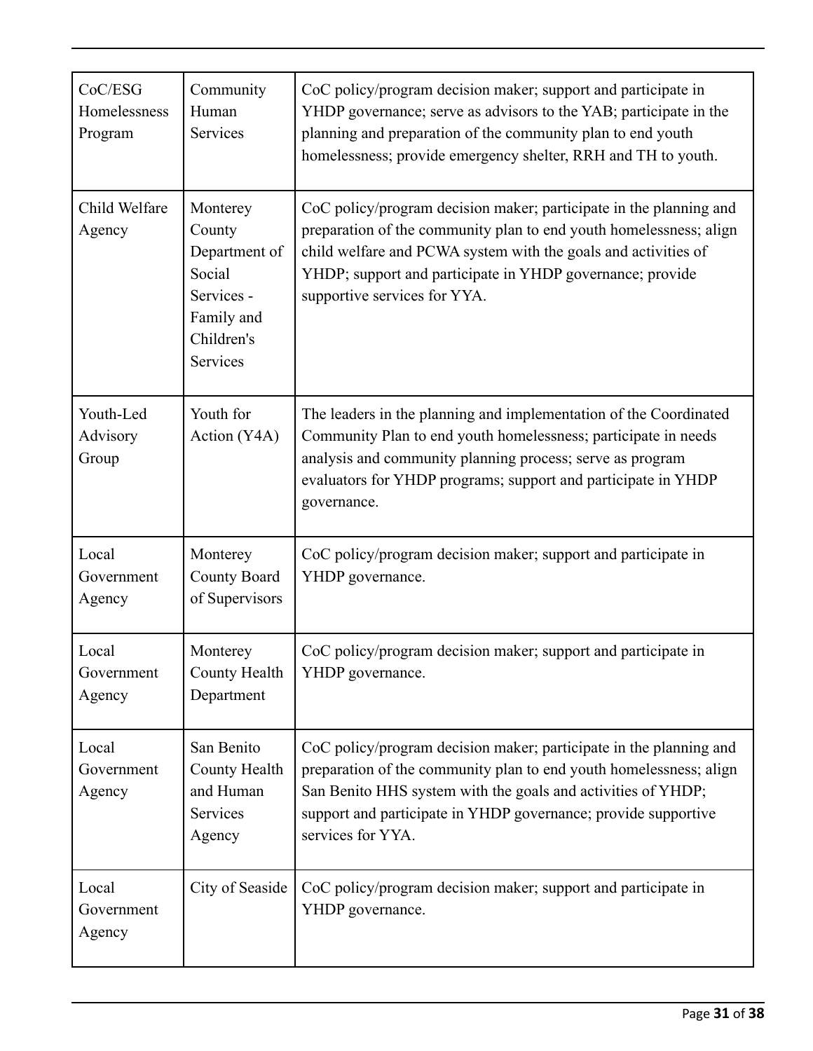| | | |
|---|---|---|
| CoC/ESG Homelessness Program | Community Human Services | CoC policy/program decision maker; support and participate in YHDP governance; serve as advisors to the YAB; participate in the planning and preparation of the community plan to end youth homelessness; provide emergency shelter, RRH and TH to youth. |
| Child Welfare Agency | Monterey County Department of Social Services - Family and Children's Services | CoC policy/program decision maker; participate in the planning and preparation of the community plan to end youth homelessness; align child welfare and PCWA system with the goals and activities of YHDP; support and participate in YHDP governance; provide supportive services for YYA. |
| Youth-Led Advisory Group | Youth for Action (Y4A) | The leaders in the planning and implementation of the Coordinated Community Plan to end youth homelessness; participate in needs analysis and community planning process; serve as program evaluators for YHDP programs; support and participate in YHDP governance. |
| Local Government Agency | Monterey County Board of Supervisors | CoC policy/program decision maker; support and participate in YHDP governance. |
| Local Government Agency | Monterey County Health Department | CoC policy/program decision maker; support and participate in YHDP governance. |
| Local Government Agency | San Benito County Health and Human Services Agency | CoC policy/program decision maker; participate in the planning and preparation of the community plan to end youth homelessness; align San Benito HHS system with the goals and activities of YHDP; support and participate in YHDP governance; provide supportive services for YYA. |
| Local Government Agency | City of Seaside | CoC policy/program decision maker; support and participate in YHDP governance. |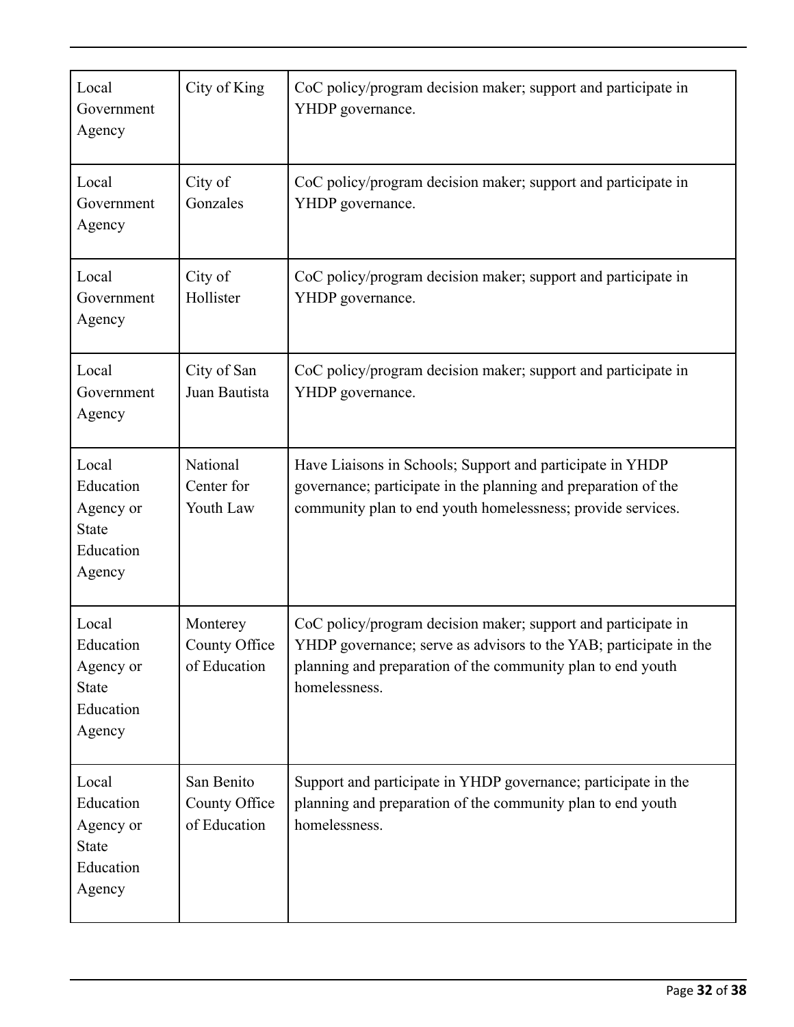| | | |
|---|---|---|
| Local Government Agency | City of King | CoC policy/program decision maker; support and participate in YHDP governance. |
| Local Government Agency | City of Gonzales | CoC policy/program decision maker; support and participate in YHDP governance. |
| Local Government Agency | City of Hollister | CoC policy/program decision maker; support and participate in YHDP governance. |
| Local Government Agency | City of San Juan Bautista | CoC policy/program decision maker; support and participate in YHDP governance. |
| Local Education Agency or State Education Agency | National Center for Youth Law | Have Liaisons in Schools; Support and participate in YHDP governance; participate in the planning and preparation of the community plan to end youth homelessness; provide services. |
| Local Education Agency or State Education Agency | Monterey County Office of Education | CoC policy/program decision maker; support and participate in YHDP governance; serve as advisors to the YAB; participate in the planning and preparation of the community plan to end youth homelessness. |
| Local Education Agency or State Education Agency | San Benito County Office of Education | Support and participate in YHDP governance; participate in the planning and preparation of the community plan to end youth homelessness. |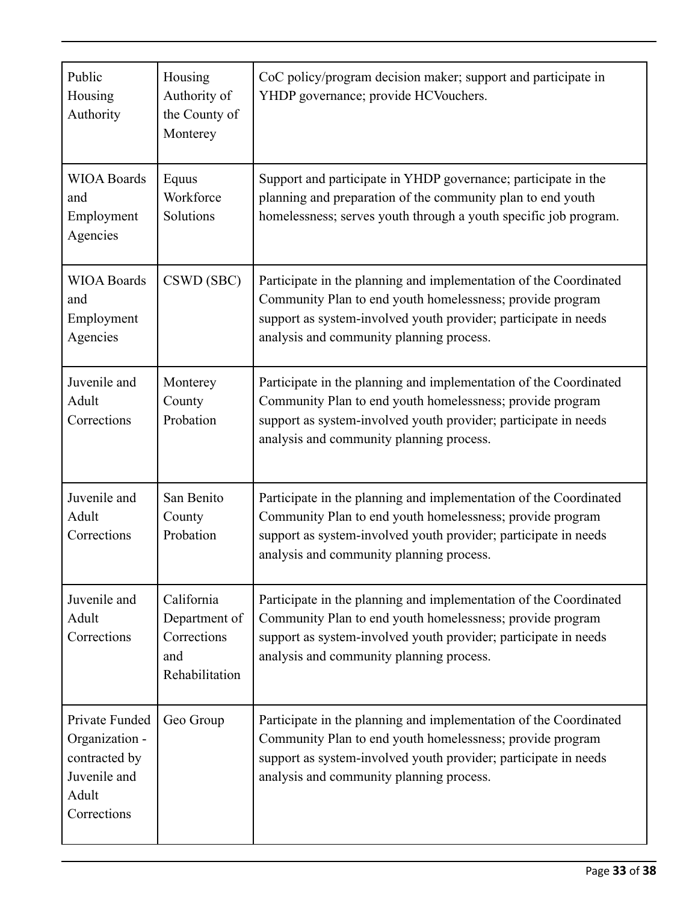| | | |
|---|---|---|
| Public Housing Authority | Housing Authority of the County of Monterey | CoC policy/program decision maker; support and participate in YHDP governance; provide HCVouchers. |
| WIOA Boards and Employment Agencies | Equus Workforce Solutions | Support and participate in YHDP governance; participate in the planning and preparation of the community plan to end youth homelessness; serves youth through a youth specific job program. |
| WIOA Boards and Employment Agencies | CSWD (SBC) | Participate in the planning and implementation of the Coordinated Community Plan to end youth homelessness; provide program support as system-involved youth provider; participate in needs analysis and community planning process. |
| Juvenile and Adult Corrections | Monterey County Probation | Participate in the planning and implementation of the Coordinated Community Plan to end youth homelessness; provide program support as system-involved youth provider; participate in needs analysis and community planning process. |
| Juvenile and Adult Corrections | San Benito County Probation | Participate in the planning and implementation of the Coordinated Community Plan to end youth homelessness; provide program support as system-involved youth provider; participate in needs analysis and community planning process. |
| Juvenile and Adult Corrections | California Department of Corrections and Rehabilitation | Participate in the planning and implementation of the Coordinated Community Plan to end youth homelessness; provide program support as system-involved youth provider; participate in needs analysis and community planning process. |
| Private Funded Organization - contracted by Juvenile and Adult Corrections | Geo Group | Participate in the planning and implementation of the Coordinated Community Plan to end youth homelessness; provide program support as system-involved youth provider; participate in needs analysis and community planning process. |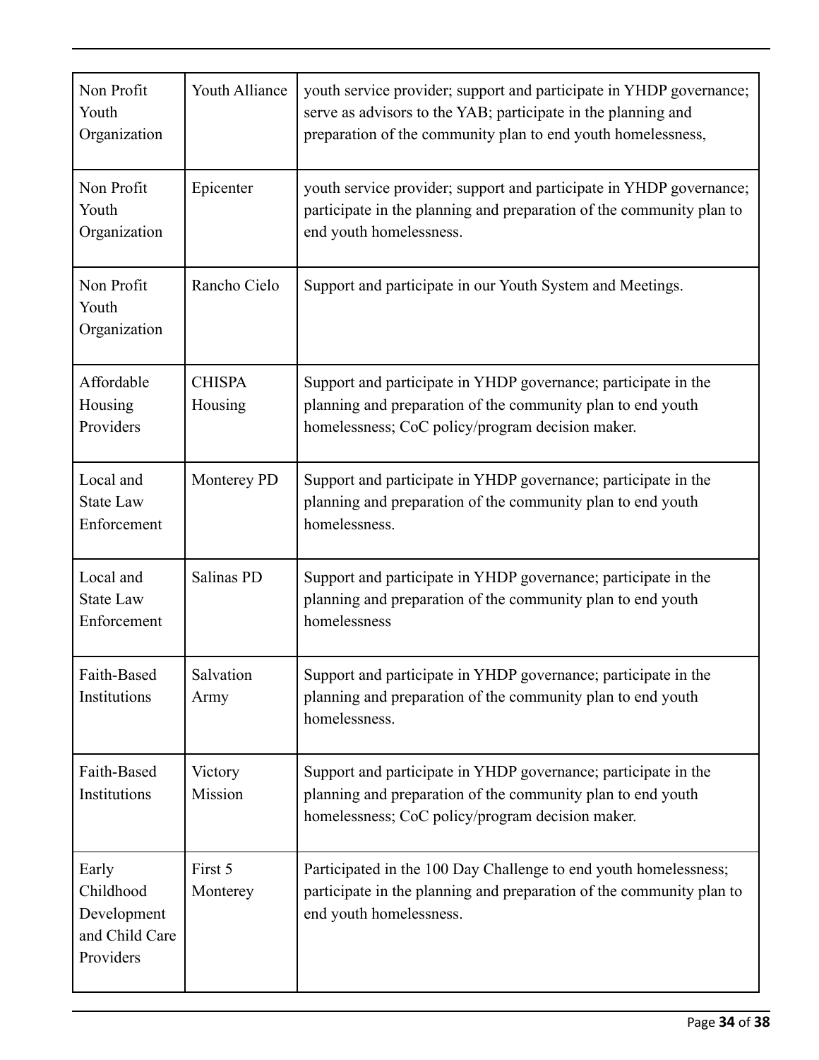| Non Profit Youth Organization | Youth Alliance | youth service provider; support and participate in YHDP governance; serve as advisors to the YAB; participate in the planning and preparation of the community plan to end youth homelessness, |
|---|---|---|
| Non Profit Youth Organization | Epicenter | youth service provider; support and participate in YHDP governance; participate in the planning and preparation of the community plan to end youth homelessness. |
| Non Profit Youth Organization | Rancho Cielo | Support and participate in our Youth System and Meetings. |
| Affordable Housing Providers | CHISPA Housing | Support and participate in YHDP governance; participate in the planning and preparation of the community plan to end youth homelessness; CoC policy/program decision maker. |
| Local and State Law Enforcement | Monterey PD | Support and participate in YHDP governance; participate in the planning and preparation of the community plan to end youth homelessness. |
| Local and State Law Enforcement | Salinas PD | Support and participate in YHDP governance; participate in the planning and preparation of the community plan to end youth homelessness |
| Faith-Based Institutions | Salvation Army | Support and participate in YHDP governance; participate in the planning and preparation of the community plan to end youth homelessness. |
| Faith-Based Institutions | Victory Mission | Support and participate in YHDP governance; participate in the planning and preparation of the community plan to end youth homelessness; CoC policy/program decision maker. |
| Early Childhood Development and Child Care Providers | First 5 Monterey | Participated in the 100 Day Challenge to end youth homelessness; participate in the planning and preparation of the community plan to end youth homelessness. |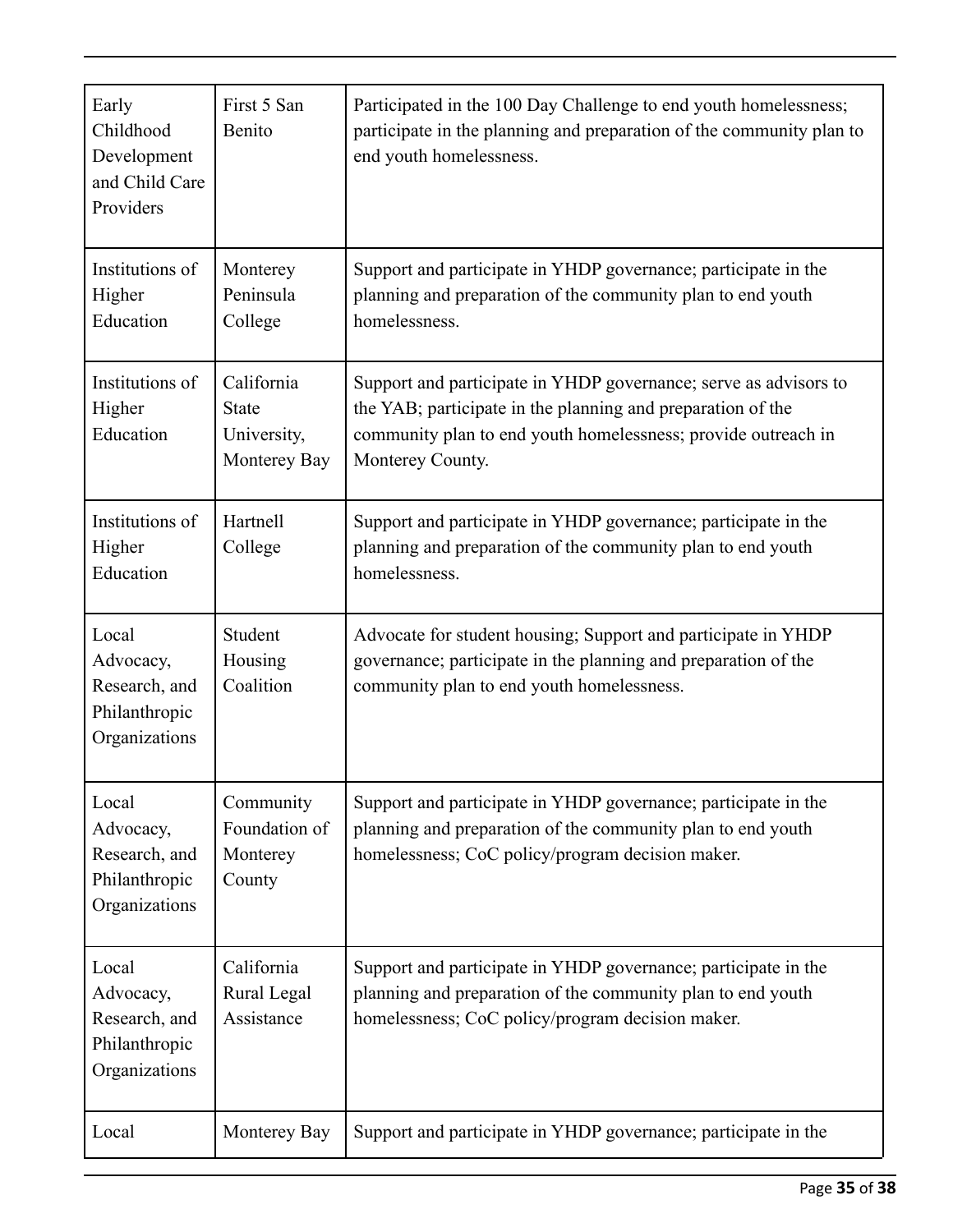| Early Childhood Development and Child Care Providers | First 5 San Benito | Participated in the 100 Day Challenge to end youth homelessness; participate in the planning and preparation of the community plan to end youth homelessness. |
|---|---|---|
| Institutions of Higher Education | Monterey Peninsula College | Support and participate in YHDP governance; participate in the planning and preparation of the community plan to end youth homelessness. |
| Institutions of Higher Education | California State University, Monterey Bay | Support and participate in YHDP governance; serve as advisors to the YAB; participate in the planning and preparation of the community plan to end youth homelessness; provide outreach in Monterey County. |
| Institutions of Higher Education | Hartnell College | Support and participate in YHDP governance; participate in the planning and preparation of the community plan to end youth homelessness. |
| Local Advocacy, Research, and Philanthropic Organizations | Student Housing Coalition | Advocate for student housing; Support and participate in YHDP governance; participate in the planning and preparation of the community plan to end youth homelessness. |
| Local Advocacy, Research, and Philanthropic Organizations | Community Foundation of Monterey County | Support and participate in YHDP governance; participate in the planning and preparation of the community plan to end youth homelessness; CoC policy/program decision maker. |
| Local Advocacy, Research, and Philanthropic Organizations | California Rural Legal Assistance | Support and participate in YHDP governance; participate in the planning and preparation of the community plan to end youth homelessness; CoC policy/program decision maker. |
| Local | Monterey Bay | Support and participate in YHDP governance; participate in the |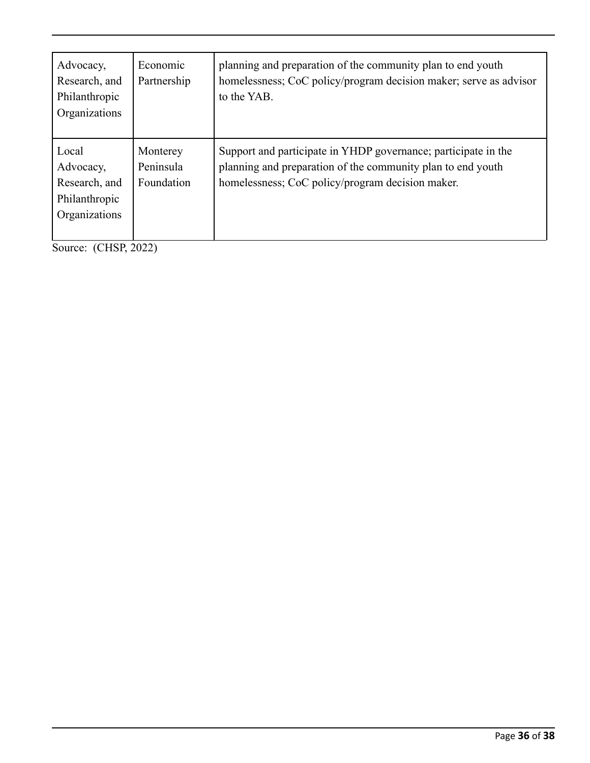| | | |
|---|---|---|
| Advocacy, Research, and Philanthropic Organizations | Economic Partnership | planning and preparation of the community plan to end youth homelessness; CoC policy/program decision maker; serve as advisor to the YAB. |
| Local Advocacy, Research, and Philanthropic Organizations | Monterey Peninsula Foundation | Support and participate in YHDP governance; participate in the planning and preparation of the community plan to end youth homelessness; CoC policy/program decision maker. |

Source: (CHSP, 2022)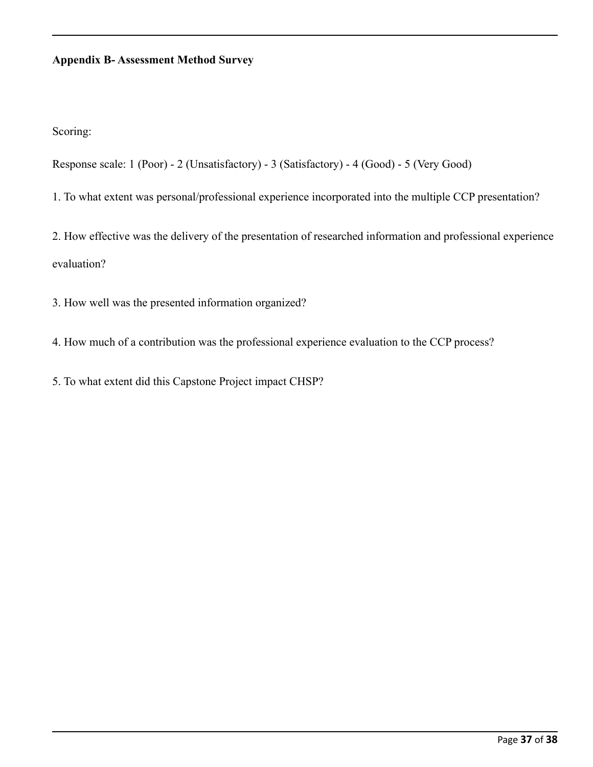**Appendix B- Assessment Method Survey**

Scoring:

Response scale: 1 (Poor) - 2 (Unsatisfactory) - 3 (Satisfactory) - 4 (Good) - 5 (Very Good)

1. To what extent was personal/professional experience incorporated into the multiple CCP presentation?

2. How effective was the delivery of the presentation of researched information and professional experience evaluation?

3. How well was the presented information organized?

4. How much of a contribution was the professional experience evaluation to the CCP process?

5. To what extent did this Capstone Project impact CHSP?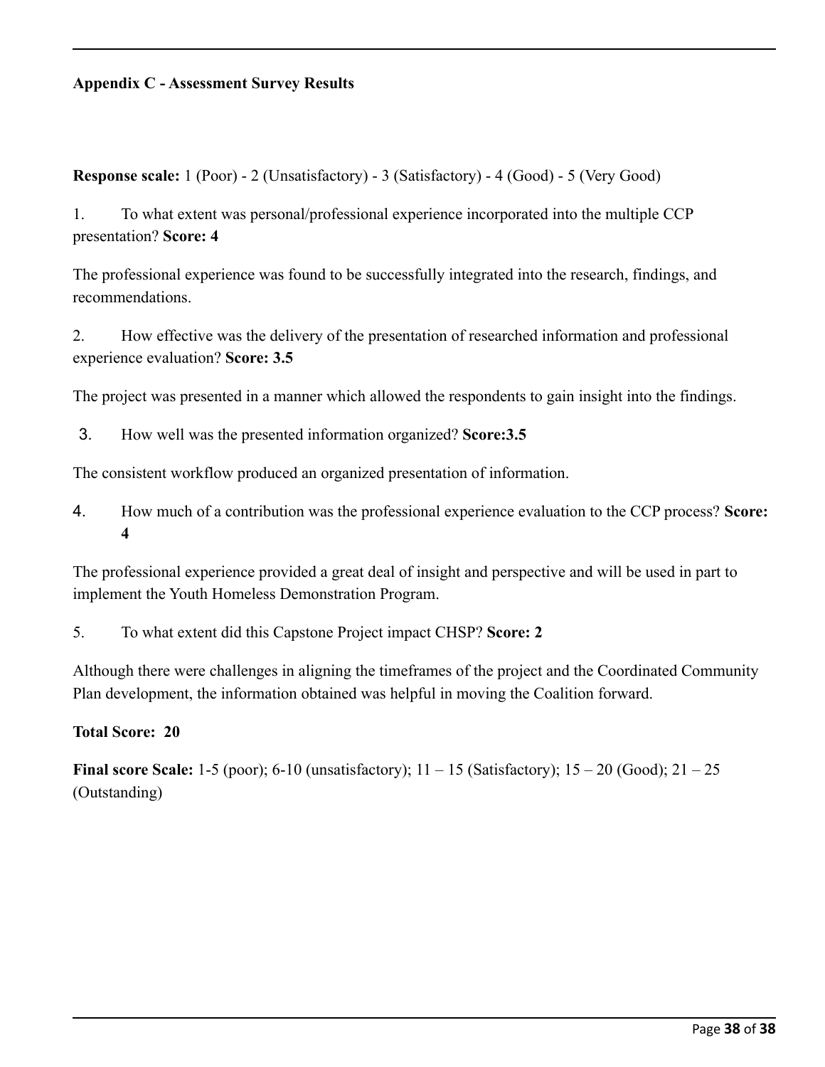**Appendix C - Assessment Survey Results**

**Response scale:** 1 (Poor) - 2 (Unsatisfactory) - 3 (Satisfactory) - 4 (Good) - 5 (Very Good)

1. To what extent was personal/professional experience incorporated into the multiple CCP presentation? **Score: 4**

The professional experience was found to be successfully integrated into the research, findings, and recommendations.

2. How effective was the delivery of the presentation of researched information and professional experience evaluation? **Score: 3.5**

The project was presented in a manner which allowed the respondents to gain insight into the findings.

3. How well was the presented information organized? **Score:3.5**

The consistent workflow produced an organized presentation of information.

4. How much of a contribution was the professional experience evaluation to the CCP process? **Score: 4**

The professional experience provided a great deal of insight and perspective and will be used in part to implement the Youth Homeless Demonstration Program.

5. To what extent did this Capstone Project impact CHSP? **Score: 2**

Although there were challenges in aligning the timeframes of the project and the Coordinated Community Plan development, the information obtained was helpful in moving the Coalition forward.

**Total Score: 20**

**Final score Scale:** 1-5 (poor); 6-10 (unsatisfactory); 11 – 15 (Satisfactory); 15 – 20 (Good); 21 – 25 (Outstanding)